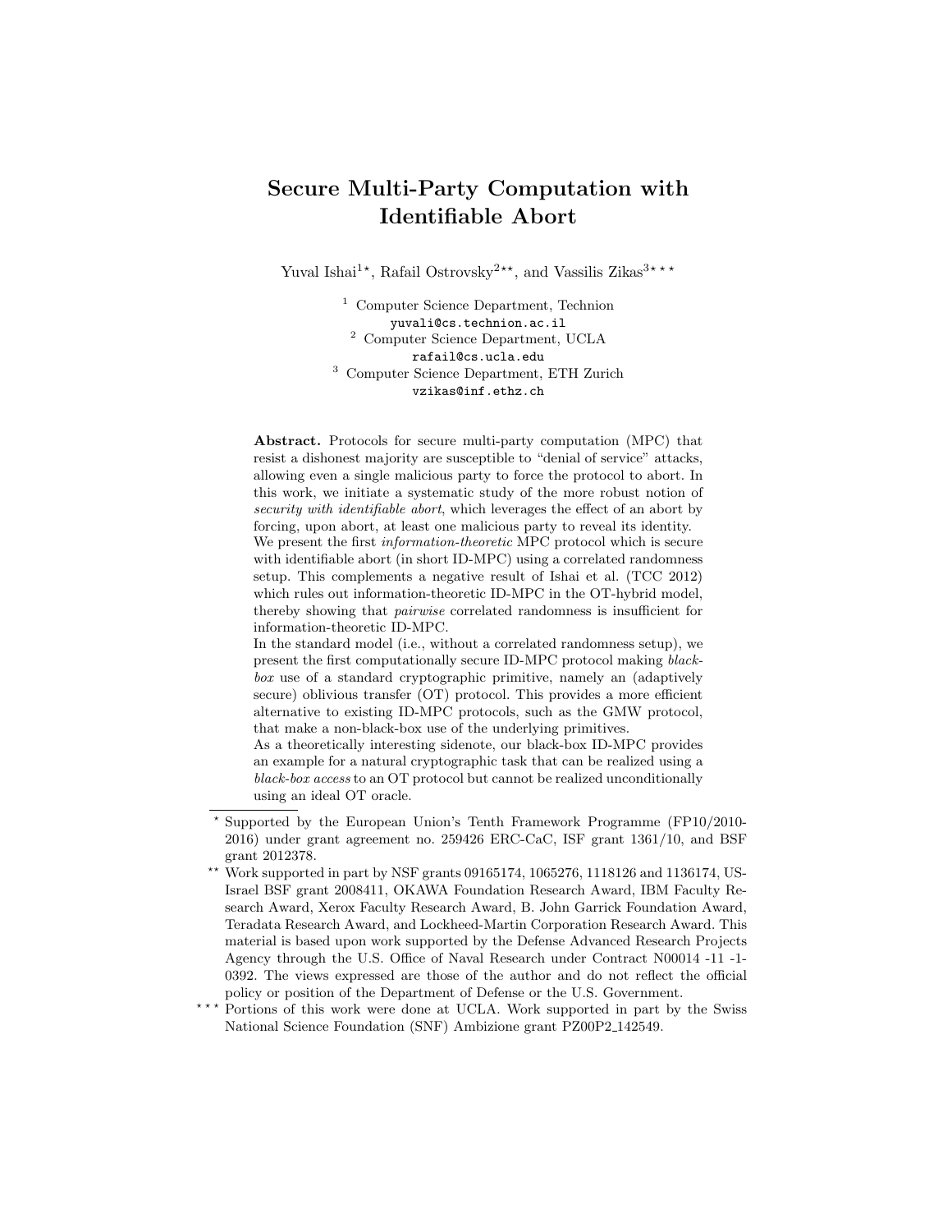# Secure Multi-Party Computation with Identifiable Abort

Yuval Ishai[1 ⋆], Rafail Ostrovsky[2 ⋆⋆], and Vassilis Zikas[3 ⋆⋆⋆]

[1] Computer Science Department, Technion
yuvali@cs.technion.ac.il

[2] Computer Science Department, UCLA
rafail@cs.ucla.edu

[3] Computer Science Department, ETH Zurich
vzikas@inf.ethz.ch

**Abstract.** Protocols for secure multi-party computation (MPC) that resist a dishonest majority are susceptible to "denial of service" attacks, allowing even a single malicious party to force the protocol to abort. In this work, we initiate a systematic study of the more robust notion of *security with identifiable abort*, which leverages the effect of an abort by forcing, upon abort, at least one malicious party to reveal its identity.

We present the first *information-theoretic* MPC protocol which is secure with identifiable abort (in short ID-MPC) using a correlated randomness setup. This complements a negative result of Ishai et al. (TCC 2012) which rules out information-theoretic ID-MPC in the OT-hybrid model, thereby showing that *pairwise* correlated randomness is insufficient for information-theoretic ID-MPC.

In the standard model (i.e., without a correlated randomness setup), we present the first computationally secure ID-MPC protocol making *black-box* use of a standard cryptographic primitive, namely an (adaptively secure) oblivious transfer (OT) protocol. This provides a more efficient alternative to existing ID-MPC protocols, such as the GMW protocol, that make a non-black-box use of the underlying primitives.

As a theoretically interesting sidenote, our black-box ID-MPC provides an example for a natural cryptographic task that can be realized using a *black-box access* to an OT protocol but cannot be realized unconditionally using an ideal OT oracle.

---

⋆ Supported by the European Union's Tenth Framework Programme (FP10/2010-2016) under grant agreement no. 259426 ERC-CaC, ISF grant 1361/10, and BSF grant 2012378.

⋆⋆ Work supported in part by NSF grants 09165174, 1065276, 1118126 and 1136174, US-Israel BSF grant 2008411, OKAWA Foundation Research Award, IBM Faculty Research Award, Xerox Faculty Research Award, B. John Garrick Foundation Award, Teradata Research Award, and Lockheed-Martin Corporation Research Award. This material is based upon work supported by the Defense Advanced Research Projects Agency through the U.S. Office of Naval Research under Contract N00014 -11 -1-0392. The views expressed are those of the author and do not reflect the official policy or position of the Department of Defense or the U.S. Government.

⋆⋆⋆ Portions of this work were done at UCLA. Work supported in part by the Swiss National Science Foundation (SNF) Ambizione grant PZ00P2_142549.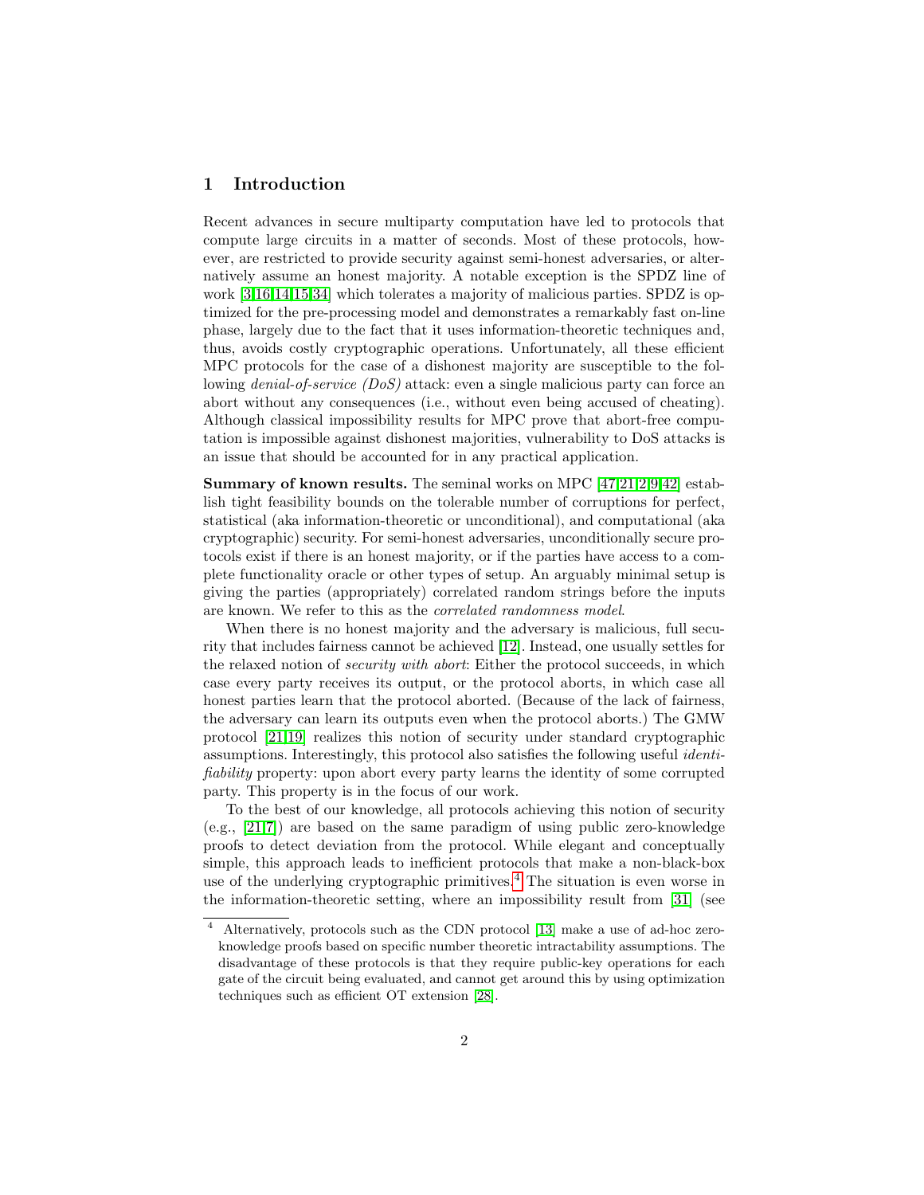## 1 Introduction

Recent advances in secure multiparty computation have led to protocols that compute large circuits in a matter of seconds. Most of these protocols, however, are restricted to provide security against semi-honest adversaries, or alternatively assume an honest majority. A notable exception is the SPDZ line of work [3,16,14,15,34] which tolerates a majority of malicious parties. SPDZ is optimized for the pre-processing model and demonstrates a remarkably fast on-line phase, largely due to the fact that it uses information-theoretic techniques and, thus, avoids costly cryptographic operations. Unfortunately, all these efficient MPC protocols for the case of a dishonest majority are susceptible to the following *denial-of-service (DoS)* attack: even a single malicious party can force an abort without any consequences (i.e., without even being accused of cheating). Although classical impossibility results for MPC prove that abort-free computation is impossible against dishonest majorities, vulnerability to DoS attacks is an issue that should be accounted for in any practical application.

**Summary of known results.** The seminal works on MPC [47,21,2,9,42] establish tight feasibility bounds on the tolerable number of corruptions for perfect, statistical (aka information-theoretic or unconditional), and computational (aka cryptographic) security. For semi-honest adversaries, unconditionally secure protocols exist if there is an honest majority, or if the parties have access to a complete functionality oracle or other types of setup. An arguably minimal setup is giving the parties (appropriately) correlated random strings before the inputs are known. We refer to this as the *correlated randomness model*.

When there is no honest majority and the adversary is malicious, full security that includes fairness cannot be achieved [12]. Instead, one usually settles for the relaxed notion of *security with abort*: Either the protocol succeeds, in which case every party receives its output, or the protocol aborts, in which case all honest parties learn that the protocol aborted. (Because of the lack of fairness, the adversary can learn its outputs even when the protocol aborts.) The GMW protocol [21,19] realizes this notion of security under standard cryptographic assumptions. Interestingly, this protocol also satisfies the following useful *identifiability* property: upon abort every party learns the identity of some corrupted party. This property is in the focus of our work.

To the best of our knowledge, all protocols achieving this notion of security (e.g., [21,7]) are based on the same paradigm of using public zero-knowledge proofs to detect deviation from the protocol. While elegant and conceptually simple, this approach leads to inefficient protocols that make a non-black-box use of the underlying cryptographic primitives.[4] The situation is even worse in the information-theoretic setting, where an impossibility result from [31] (see

[4] Alternatively, protocols such as the CDN protocol [13] make a use of ad-hoc zero-knowledge proofs based on specific number theoretic intractability assumptions. The disadvantage of these protocols is that they require public-key operations for each gate of the circuit being evaluated, and cannot get around this by using optimization techniques such as efficient OT extension [28].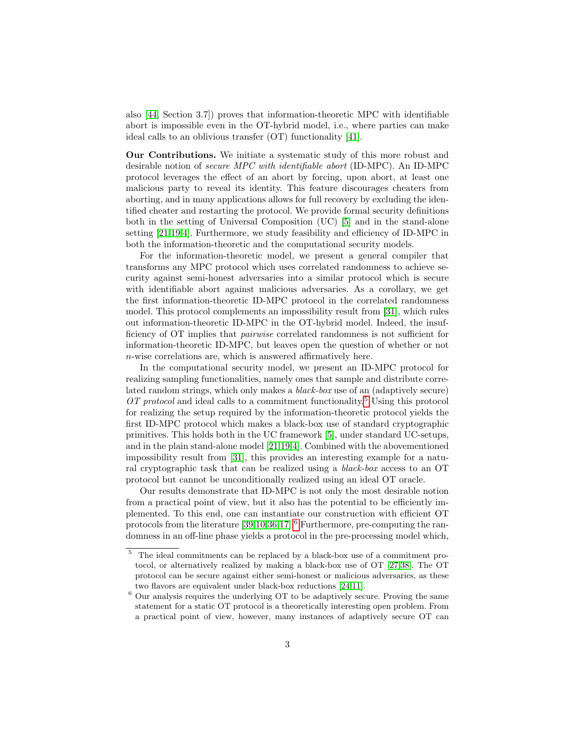also [44, Section 3.7]) proves that information-theoretic MPC with identifiable abort is impossible even in the OT-hybrid model, i.e., where parties can make ideal calls to an oblivious transfer (OT) functionality [41].

**Our Contributions.** We initiate a systematic study of this more robust and desirable notion of *secure MPC with identifiable abort* (ID-MPC). An ID-MPC protocol leverages the effect of an abort by forcing, upon abort, at least one malicious party to reveal its identity. This feature discourages cheaters from aborting, and in many applications allows for full recovery by excluding the identified cheater and restarting the protocol. We provide formal security definitions both in the setting of Universal Composition (UC) [5] and in the stand-alone setting [21,19,4]. Furthermore, we study feasibility and efficiency of ID-MPC in both the information-theoretic and the computational security models.

For the information-theoretic model, we present a general compiler that transforms any MPC protocol which uses correlated randomness to achieve security against semi-honest adversaries into a similar protocol which is secure with identifiable abort against malicious adversaries. As a corollary, we get the first information-theoretic ID-MPC protocol in the correlated randomness model. This protocol complements an impossibility result from [31], which rules out information-theoretic ID-MPC in the OT-hybrid model. Indeed, the insufficiency of OT implies that *pairwise* correlated randomness is not sufficient for information-theoretic ID-MPC, but leaves open the question of whether or not $n$-wise correlations are, which is answered affirmatively here.

In the computational security model, we present an ID-MPC protocol for realizing sampling functionalities, namely ones that sample and distribute correlated random strings, which only makes a *black-box* use of an (adaptively secure) *OT protocol* and ideal calls to a commitment functionality.[5] Using this protocol for realizing the setup required by the information-theoretic protocol yields the first ID-MPC protocol which makes a black-box use of standard cryptographic primitives. This holds both in the UC framework [5], under standard UC-setups, and in the plain stand-alone model [21,19,4]. Combined with the abovementioned impossibility result from [31], this provides an interesting example for a natural cryptographic task that can be realized using a *black-box* access to an OT protocol but cannot be unconditionally realized using an ideal OT oracle.

Our results demonstrate that ID-MPC is not only the most desirable notion from a practical point of view, but it also has the potential to be efficiently implemented. To this end, one can instantiate our construction with efficient OT protocols from the literature [39,10,36,17].[6] Furthermore, pre-computing the randomness in an off-line phase yields a protocol in the pre-processing model which,

[5] The ideal commitments can be replaced by a black-box use of a commitment protocol, or alternatively realized by making a black-box use of OT [27,38]. The OT protocol can be secure against either semi-honest or malicious adversaries, as these two flavors are equivalent under black-box reductions [24,11].

[6] Our analysis requires the underlying OT to be adaptively secure. Proving the same statement for a static OT protocol is a theoretically interesting open problem. From a practical point of view, however, many instances of adaptively secure OT can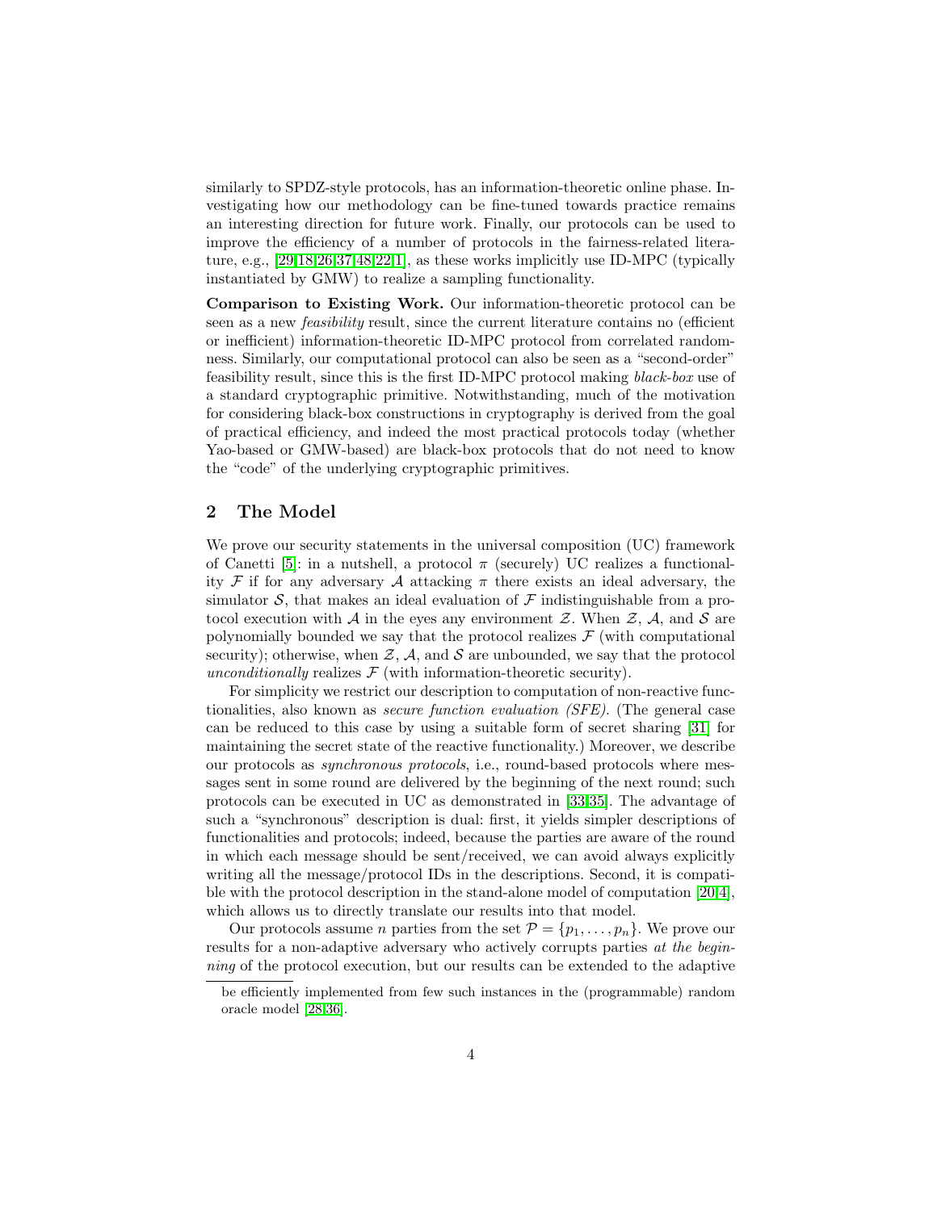similarly to SPDZ-style protocols, has an information-theoretic online phase. Investigating how our methodology can be fine-tuned towards practice remains an interesting direction for future work. Finally, our protocols can be used to improve the efficiency of a number of protocols in the fairness-related literature, e.g., [29,18,26,37,48,22,1], as these works implicitly use ID-MPC (typically instantiated by GMW) to realize a sampling functionality.

**Comparison to Existing Work.** Our information-theoretic protocol can be seen as a new *feasibility* result, since the current literature contains no (efficient or inefficient) information-theoretic ID-MPC protocol from correlated randomness. Similarly, our computational protocol can also be seen as a "second-order" feasibility result, since this is the first ID-MPC protocol making *black-box* use of a standard cryptographic primitive. Notwithstanding, much of the motivation for considering black-box constructions in cryptography is derived from the goal of practical efficiency, and indeed the most practical protocols today (whether Yao-based or GMW-based) are black-box protocols that do not need to know the "code" of the underlying cryptographic primitives.

## 2 The Model

We prove our security statements in the universal composition (UC) framework of Canetti [5]: in a nutshell, a protocol $\pi$ (securely) UC realizes a functionality $\mathcal{F}$ if for any adversary $\mathcal{A}$ attacking $\pi$ there exists an ideal adversary, the simulator $\mathcal{S}$, that makes an ideal evaluation of $\mathcal{F}$ indistinguishable from a protocol execution with $\mathcal{A}$ in the eyes any environment $\mathcal{Z}$. When $\mathcal{Z}$, $\mathcal{A}$, and $\mathcal{S}$ are polynomially bounded we say that the protocol realizes $\mathcal{F}$ (with computational security); otherwise, when $\mathcal{Z}$, $\mathcal{A}$, and $\mathcal{S}$ are unbounded, we say that the protocol *unconditionally* realizes $\mathcal{F}$ (with information-theoretic security).

For simplicity we restrict our description to computation of non-reactive functionalities, also known as *secure function evaluation (SFE).* (The general case can be reduced to this case by using a suitable form of secret sharing [31] for maintaining the secret state of the reactive functionality.) Moreover, we describe our protocols as *synchronous protocols*, i.e., round-based protocols where messages sent in some round are delivered by the beginning of the next round; such protocols can be executed in UC as demonstrated in [33,35]. The advantage of such a "synchronous" description is dual: first, it yields simpler descriptions of functionalities and protocols; indeed, because the parties are aware of the round in which each message should be sent/received, we can avoid always explicitly writing all the message/protocol IDs in the descriptions. Second, it is compatible with the protocol description in the stand-alone model of computation [20,4], which allows us to directly translate our results into that model.

Our protocols assume $n$ parties from the set $\mathcal{P} = \{p_1, \ldots, p_n\}$. We prove our results for a non-adaptive adversary who actively corrupts parties *at the beginning* of the protocol execution, but our results can be extended to the adaptive

be efficiently implemented from few such instances in the (programmable) random oracle model [28,36].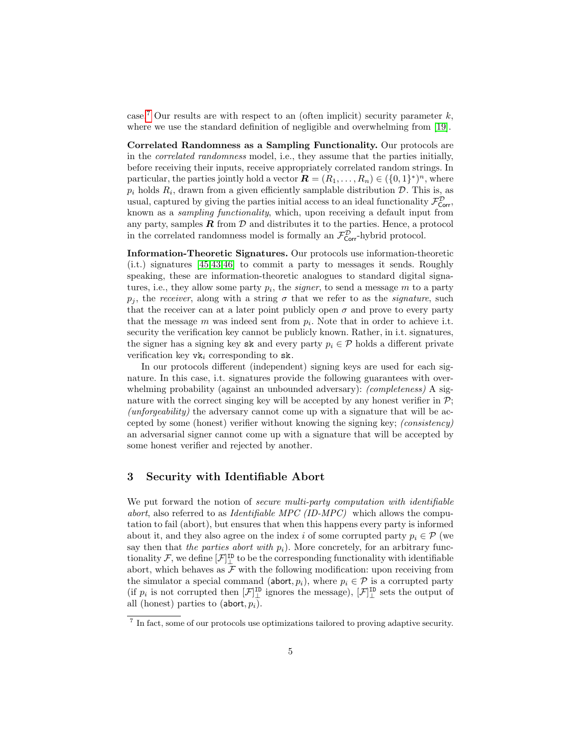case.[7] Our results are with respect to an (often implicit) security parameter $k$, where we use the standard definition of negligible and overwhelming from [19].

**Correlated Randomness as a Sampling Functionality.** Our protocols are in the *correlated randomness* model, i.e., they assume that the parties initially, before receiving their inputs, receive appropriately correlated random strings. In particular, the parties jointly hold a vector $\boldsymbol{R} = (R_1, \ldots, R_n) \in (\{0,1\}^*)^n$, where $p_i$ holds $R_i$, drawn from a given efficiently samplable distribution $\mathcal{D}$. This is, as usual, captured by giving the parties initial access to an ideal functionality $\mathcal{F}_{\mathsf{Corr}}^{\mathcal{D}}$, known as a *sampling functionality*, which, upon receiving a default input from any party, samples $\boldsymbol{R}$ from $\mathcal{D}$ and distributes it to the parties. Hence, a protocol in the correlated randomness model is formally an $\mathcal{F}_{\mathsf{Corr}}^{\mathcal{D}}$-hybrid protocol.

**Information-Theoretic Signatures.** Our protocols use information-theoretic (i.t.) signatures [45,43,46] to commit a party to messages it sends. Roughly speaking, these are information-theoretic analogues to standard digital signatures, i.e., they allow some party $p_i$, the *signer*, to send a message $m$ to a party $p_j$, the *receiver*, along with a string $\sigma$ that we refer to as the *signature*, such that the receiver can at a later point publicly open $\sigma$ and prove to every party that the message $m$ was indeed sent from $p_i$. Note that in order to achieve i.t. security the verification key cannot be publicly known. Rather, in i.t. signatures, the signer has a signing key $\mathtt{sk}$ and every party $p_i \in \mathcal{P}$ holds a different private verification key $\mathtt{vk}_i$ corresponding to $\mathtt{sk}$.

In our protocols different (independent) signing keys are used for each signature. In this case, i.t. signatures provide the following guarantees with overwhelming probability (against an unbounded adversary): *(completeness)* A signature with the correct singing key will be accepted by any honest verifier in $\mathcal{P}$; *(unforgeability)* the adversary cannot come up with a signature that will be accepted by some (honest) verifier without knowing the signing key; *(consistency)* an adversarial signer cannot come up with a signature that will be accepted by some honest verifier and rejected by another.

## 3 Security with Identifiable Abort

We put forward the notion of *secure multi-party computation with identifiable abort*, also referred to as *Identifiable MPC (ID-MPC)* which allows the computation to fail (abort), but ensures that when this happens every party is informed about it, and they also agree on the index $i$ of some corrupted party $p_i \in \mathcal{P}$ (we say then that *the parties abort with* $p_i$). More concretely, for an arbitrary functionality $\mathcal{F}$, we define $[\mathcal{F}]_{\perp}^{\mathtt{ID}}$ to be the corresponding functionality with identifiable abort, which behaves as $\mathcal{F}$ with the following modification: upon receiving from the simulator a special command $(\mathsf{abort}, p_i)$, where $p_i \in \mathcal{P}$ is a corrupted party (if $p_i$ is not corrupted then $[\mathcal{F}]_{\perp}^{\mathtt{ID}}$ ignores the message), $[\mathcal{F}]_{\perp}^{\mathtt{ID}}$ sets the output of all (honest) parties to $(\mathsf{abort}, p_i)$.

[7] In fact, some of our protocols use optimizations tailored to proving adaptive security.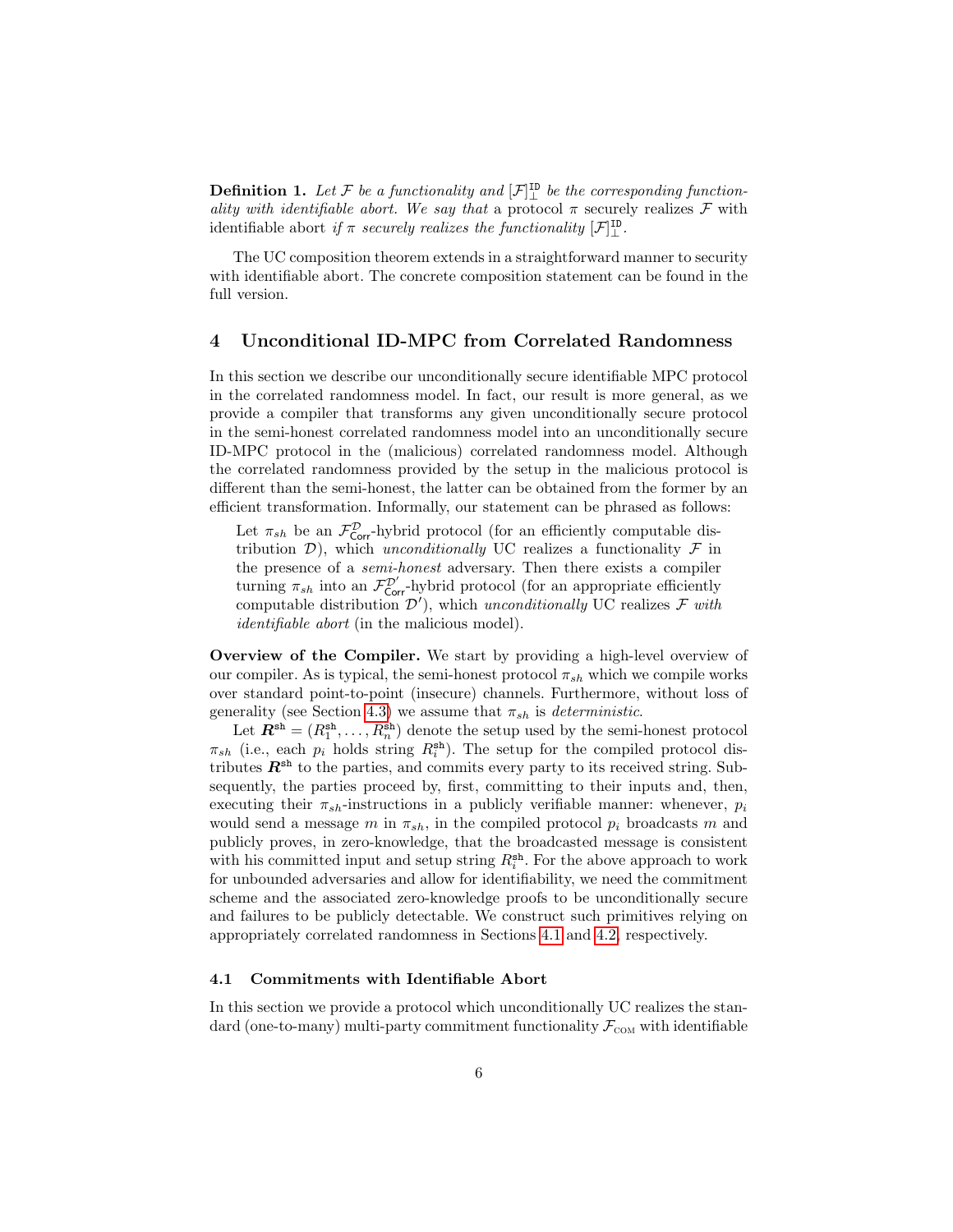**Definition 1.** *Let $\mathcal{F}$ be a functionality and $[\mathcal{F}]_{\perp}^{\mathtt{ID}}$ be the corresponding functionality with identifiable abort. We say that* a protocol $\pi$ securely realizes $\mathcal{F}$ with identifiable abort *if $\pi$ securely realizes the functionality $[\mathcal{F}]_{\perp}^{\mathtt{ID}}$.*

The UC composition theorem extends in a straightforward manner to security with identifiable abort. The concrete composition statement can be found in the full version.

## 4 Unconditional ID-MPC from Correlated Randomness

In this section we describe our unconditionally secure identifiable MPC protocol in the correlated randomness model. In fact, our result is more general, as we provide a compiler that transforms any given unconditionally secure protocol in the semi-honest correlated randomness model into an unconditionally secure ID-MPC protocol in the (malicious) correlated randomness model. Although the correlated randomness provided by the setup in the malicious protocol is different than the semi-honest, the latter can be obtained from the former by an efficient transformation. Informally, our statement can be phrased as follows:

> Let $\pi_{sh}$ be an $\mathcal{F}_{\mathsf{Corr}}^{\mathcal{D}}$-hybrid protocol (for an efficiently computable distribution $\mathcal{D}$), which *unconditionally* UC realizes a functionality $\mathcal{F}$ in the presence of a *semi-honest* adversary. Then there exists a compiler turning $\pi_{sh}$ into an $\mathcal{F}_{\mathsf{Corr}}^{\mathcal{D}'}$-hybrid protocol (for an appropriate efficiently computable distribution $\mathcal{D}'$), which *unconditionally* UC realizes $\mathcal{F}$ *with identifiable abort* (in the malicious model).

**Overview of the Compiler.** We start by providing a high-level overview of our compiler. As is typical, the semi-honest protocol $\pi_{sh}$ which we compile works over standard point-to-point (insecure) channels. Furthermore, without loss of generality (see Section 4.3) we assume that $\pi_{sh}$ is *deterministic*.

Let $\boldsymbol{R}^{\mathsf{sh}} = (R_1^{\mathsf{sh}}, \ldots, R_n^{\mathsf{sh}})$ denote the setup used by the semi-honest protocol $\pi_{sh}$ (i.e., each $p_i$ holds string $R_i^{\mathsf{sh}}$). The setup for the compiled protocol distributes $\boldsymbol{R}^{\mathsf{sh}}$ to the parties, and commits every party to its received string. Subsequently, the parties proceed by, first, committing to their inputs and, then, executing their $\pi_{sh}$-instructions in a publicly verifiable manner: whenever, $p_i$ would send a message $m$ in $\pi_{sh}$, in the compiled protocol $p_i$ broadcasts $m$ and publicly proves, in zero-knowledge, that the broadcasted message is consistent with his committed input and setup string $R_i^{\mathsf{sh}}$. For the above approach to work for unbounded adversaries and allow for identifiability, we need the commitment scheme and the associated zero-knowledge proofs to be unconditionally secure and failures to be publicly detectable. We construct such primitives relying on appropriately correlated randomness in Sections 4.1 and 4.2, respectively.

### 4.1 Commitments with Identifiable Abort

In this section we provide a protocol which unconditionally UC realizes the standard (one-to-many) multi-party commitment functionality $\mathcal{F}_{\text{COM}}$ with identifiable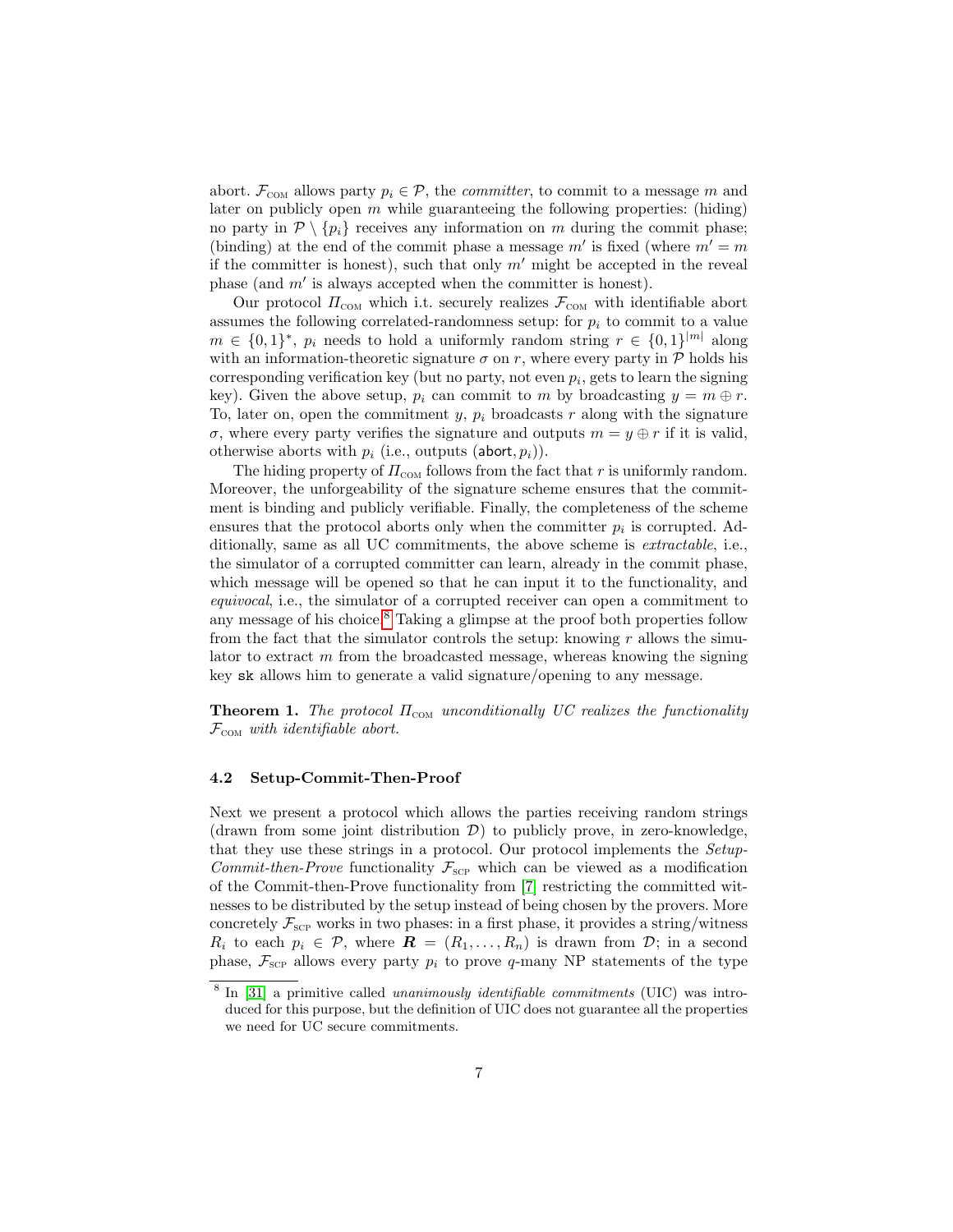abort. $\mathcal{F}_{\text{COM}}$ allows party $p_i \in \mathcal{P}$, the *committer*, to commit to a message $m$ and later on publicly open $m$ while guaranteeing the following properties: (hiding) no party in $\mathcal{P} \setminus \{p_i\}$ receives any information on $m$ during the commit phase; (binding) at the end of the commit phase a message $m'$ is fixed (where $m' = m$ if the committer is honest), such that only $m'$ might be accepted in the reveal phase (and $m'$ is always accepted when the committer is honest).

Our protocol $\Pi_{\text{COM}}$ which i.t. securely realizes $\mathcal{F}_{\text{COM}}$ with identifiable abort assumes the following correlated-randomness setup: for $p_i$ to commit to a value $m \in \{0,1\}^*$, $p_i$ needs to hold a uniformly random string $r \in \{0,1\}^{|m|}$ along with an information-theoretic signature $\sigma$ on $r$, where every party in $\mathcal{P}$ holds his corresponding verification key (but no party, not even $p_i$, gets to learn the signing key). Given the above setup, $p_i$ can commit to $m$ by broadcasting $y = m \oplus r$. To, later on, open the commitment $y$, $p_i$ broadcasts $r$ along with the signature $\sigma$, where every party verifies the signature and outputs $m = y \oplus r$ if it is valid, otherwise aborts with $p_i$ (i.e., outputs $(\mathsf{abort}, p_i)$).

The hiding property of $\Pi_{\text{COM}}$ follows from the fact that $r$ is uniformly random. Moreover, the unforgeability of the signature scheme ensures that the commitment is binding and publicly verifiable. Finally, the completeness of the scheme ensures that the protocol aborts only when the committer $p_i$ is corrupted. Additionally, same as all UC commitments, the above scheme is *extractable*, i.e., the simulator of a corrupted committer can learn, already in the commit phase, which message will be opened so that he can input it to the functionality, and *equivocal*, i.e., the simulator of a corrupted receiver can open a commitment to any message of his choice.[8] Taking a glimpse at the proof both properties follow from the fact that the simulator controls the setup: knowing $r$ allows the simulator to extract $m$ from the broadcasted message, whereas knowing the signing key $\mathtt{sk}$ allows him to generate a valid signature/opening to any message.

**Theorem 1.** *The protocol $\Pi_{\text{COM}}$ unconditionally UC realizes the functionality $\mathcal{F}_{\text{COM}}$ with identifiable abort.*

### 4.2 Setup-Commit-Then-Proof

Next we present a protocol which allows the parties receiving random strings (drawn from some joint distribution $\mathcal{D}$) to publicly prove, in zero-knowledge, that they use these strings in a protocol. Our protocol implements the *Setup-Commit-then-Prove* functionality $\mathcal{F}_{\text{SCP}}$ which can be viewed as a modification of the Commit-then-Prove functionality from [7] restricting the committed witnesses to be distributed by the setup instead of being chosen by the provers. More concretely $\mathcal{F}_{\text{SCP}}$ works in two phases: in a first phase, it provides a string/witness $R_i$ to each $p_i \in \mathcal{P}$, where $\boldsymbol{R} = (R_1, \ldots, R_n)$ is drawn from $\mathcal{D}$; in a second phase, $\mathcal{F}_{\text{SCP}}$ allows every party $p_i$ to prove $q$-many NP statements of the type

[8] In [31] a primitive called *unanimously identifiable commitments* (UIC) was introduced for this purpose, but the definition of UIC does not guarantee all the properties we need for UC secure commitments.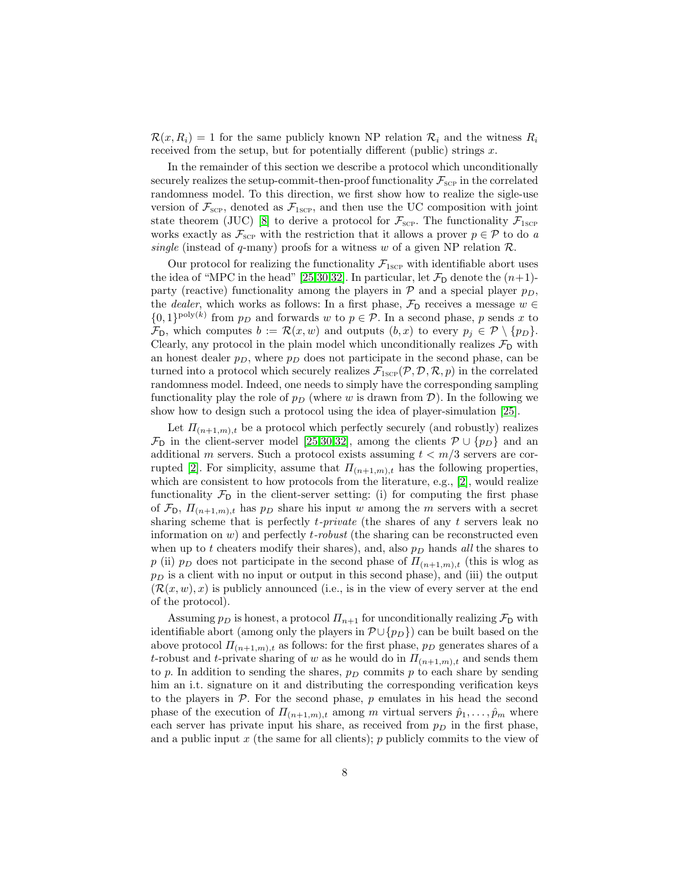$\mathcal{R}(x, R_i) = 1$ for the same publicly known NP relation $\mathcal{R}_i$ and the witness $R_i$ received from the setup, but for potentially different (public) strings $x$.

In the remainder of this section we describe a protocol which unconditionally securely realizes the setup-commit-then-proof functionality $\mathcal{F}_{\text{SCP}}$ in the correlated randomness model. To this direction, we first show how to realize the sigle-use version of $\mathcal{F}_{\text{SCP}}$, denoted as $\mathcal{F}_{\text{1SCP}}$, and then use the UC composition with joint state theorem (JUC) [8] to derive a protocol for $\mathcal{F}_{\text{SCP}}$. The functionality $\mathcal{F}_{\text{1SCP}}$ works exactly as $\mathcal{F}_{\text{SCP}}$ with the restriction that it allows a prover $p \in \mathcal{P}$ to do *a single* (instead of $q$-many) proofs for a witness $w$ of a given NP relation $\mathcal{R}$.

Our protocol for realizing the functionality $\mathcal{F}_{\text{1SCP}}$ with identifiable abort uses the idea of "MPC in the head" [25,30,32]. In particular, let $\mathcal{F}_{\mathsf{D}}$ denote the $(n+1)$-party (reactive) functionality among the players in $\mathcal{P}$ and a special player $p_D$, the *dealer*, which works as follows: In a first phase, $\mathcal{F}_{\mathsf{D}}$ receives a message $w \in \{0,1\}^{\text{poly}(k)}$ from $p_D$ and forwards $w$ to $p \in \mathcal{P}$. In a second phase, $p$ sends $x$ to $\mathcal{F}_{\mathsf{D}}$, which computes $b := \mathcal{R}(x, w)$ and outputs $(b, x)$ to every $p_j \in \mathcal{P} \setminus \{p_D\}$. Clearly, any protocol in the plain model which unconditionally realizes $\mathcal{F}_{\mathsf{D}}$ with an honest dealer $p_D$, where $p_D$ does not participate in the second phase, can be turned into a protocol which securely realizes $\mathcal{F}_{\text{1SCP}}(\mathcal{P}, \mathcal{D}, \mathcal{R}, p)$ in the correlated randomness model. Indeed, one needs to simply have the corresponding sampling functionality play the role of $p_D$ (where $w$ is drawn from $\mathcal{D}$). In the following we show how to design such a protocol using the idea of player-simulation [25].

Let $\Pi_{(n+1,m),t}$ be a protocol which perfectly securely (and robustly) realizes $\mathcal{F}_{\mathsf{D}}$ in the client-server model [25,30,32], among the clients $\mathcal{P} \cup \{p_D\}$ and an additional $m$ servers. Such a protocol exists assuming $t < m/3$ servers are corrupted [2]. For simplicity, assume that $\Pi_{(n+1,m),t}$ has the following properties, which are consistent to how protocols from the literature, e.g., [2], would realize functionality $\mathcal{F}_{\mathsf{D}}$ in the client-server setting: (i) for computing the first phase of $\mathcal{F}_{\mathsf{D}}$, $\Pi_{(n+1,m),t}$ has $p_D$ share his input $w$ among the $m$ servers with a secret sharing scheme that is perfectly *$t$-private* (the shares of any $t$ servers leak no information on $w$) and perfectly *$t$-robust* (the sharing can be reconstructed even when up to $t$ cheaters modify their shares), and, also $p_D$ hands *all* the shares to $p$ (ii) $p_D$ does not participate in the second phase of $\Pi_{(n+1,m),t}$ (this is wlog as $p_D$ is a client with no input or output in this second phase), and (iii) the output $(\mathcal{R}(x, w), x)$ is publicly announced (i.e., is in the view of every server at the end of the protocol).

Assuming $p_D$ is honest, a protocol $\Pi_{n+1}$ for unconditionally realizing $\mathcal{F}_{\mathsf{D}}$ with identifiable abort (among only the players in $\mathcal{P} \cup \{p_D\}$) can be built based on the above protocol $\Pi_{(n+1,m),t}$ as follows: for the first phase, $p_D$ generates shares of a $t$-robust and $t$-private sharing of $w$ as he would do in $\Pi_{(n+1,m),t}$ and sends them to $p$. In addition to sending the shares, $p_D$ commits $p$ to each share by sending him an i.t. signature on it and distributing the corresponding verification keys to the players in $\mathcal{P}$. For the second phase, $p$ emulates in his head the second phase of the execution of $\Pi_{(n+1,m),t}$ among $m$ virtual servers $\hat{p}_1, \ldots, \hat{p}_m$ where each server has private input his share, as received from $p_D$ in the first phase, and a public input $x$ (the same for all clients); $p$ publicly commits to the view of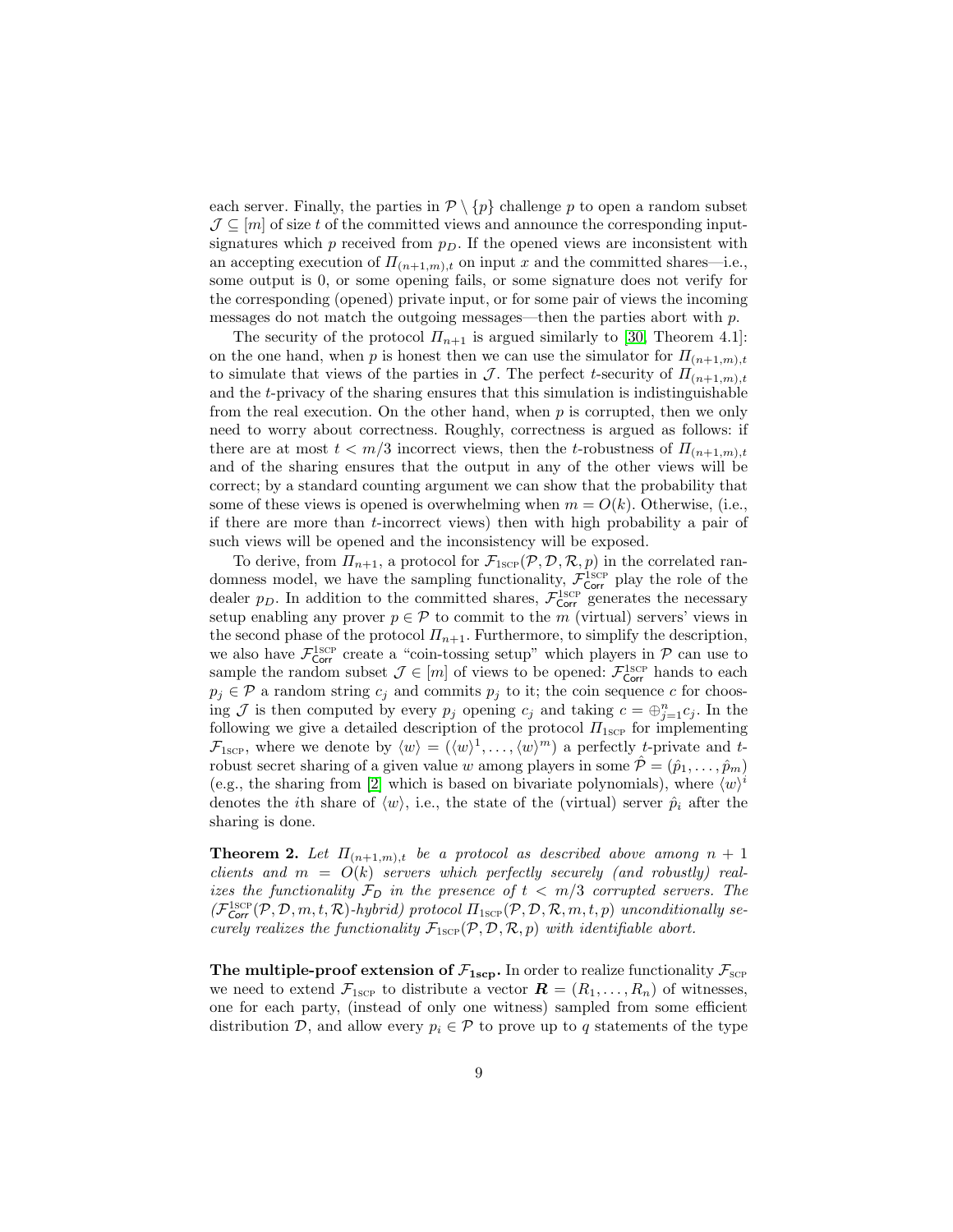each server. Finally, the parties in $\mathcal{P} \setminus \{p\}$ challenge $p$ to open a random subset $\mathcal{J} \subseteq [m]$ of size $t$ of the committed views and announce the corresponding input-signatures which $p$ received from $p_D$. If the opened views are inconsistent with an accepting execution of $\Pi_{(n+1,m),t}$ on input $x$ and the committed shares—i.e., some output is 0, or some opening fails, or some signature does not verify for the corresponding (opened) private input, or for some pair of views the incoming messages do not match the outgoing messages—then the parties abort with $p$.

The security of the protocol $\Pi_{n+1}$ is argued similarly to [30, Theorem 4.1]: on the one hand, when $p$ is honest then we can use the simulator for $\Pi_{(n+1,m),t}$ to simulate that views of the parties in $\mathcal{J}$. The perfect $t$-security of $\Pi_{(n+1,m),t}$ and the $t$-privacy of the sharing ensures that this simulation is indistinguishable from the real execution. On the other hand, when $p$ is corrupted, then we only need to worry about correctness. Roughly, correctness is argued as follows: if there are at most $t < m/3$ incorrect views, then the $t$-robustness of $\Pi_{(n+1,m),t}$ and of the sharing ensures that the output in any of the other views will be correct; by a standard counting argument we can show that the probability that some of these views is opened is overwhelming when $m = O(k)$. Otherwise, (i.e., if there are more than $t$-incorrect views) then with high probability a pair of such views will be opened and the inconsistency will be exposed.

To derive, from $\Pi_{n+1}$, a protocol for $\mathcal{F}_{1\text{SCP}}(\mathcal{P}, \mathcal{D}, \mathcal{R}, p)$ in the correlated randomness model, we have the sampling functionality, $\mathcal{F}^{1\text{SCP}}_{\mathsf{Corr}}$ play the role of the dealer $p_D$. In addition to the committed shares, $\mathcal{F}^{1\text{SCP}}_{\mathsf{Corr}}$ generates the necessary setup enabling any prover $p \in \mathcal{P}$ to commit to the $m$ (virtual) servers' views in the second phase of the protocol $\Pi_{n+1}$. Furthermore, to simplify the description, we also have $\mathcal{F}^{1\text{SCP}}_{\mathsf{Corr}}$ create a "coin-tossing setup" which players in $\mathcal{P}$ can use to sample the random subset $\mathcal{J} \in [m]$ of views to be opened: $\mathcal{F}^{1\text{SCP}}_{\mathsf{Corr}}$ hands to each $p_j \in \mathcal{P}$ a random string $c_j$ and commits $p_j$ to it; the coin sequence $c$ for choosing $\mathcal{J}$ is then computed by every $p_j$ opening $c_j$ and taking $c = \oplus_{j=1}^{n} c_j$. In the following we give a detailed description of the protocol $\Pi_{1\text{SCP}}$ for implementing $\mathcal{F}_{1\text{SCP}}$, where we denote by $\langle w \rangle = (\langle w \rangle^1, \ldots, \langle w \rangle^m)$ a perfectly $t$-private and $t$-robust secret sharing of a given value $w$ among players in some $\hat{\mathcal{P}} = (\hat{p}_1, \ldots, \hat{p}_m)$ (e.g., the sharing from [2] which is based on bivariate polynomials), where $\langle w \rangle^i$ denotes the $i$th share of $\langle w \rangle$, i.e., the state of the (virtual) server $\hat{p}_i$ after the sharing is done.

**Theorem 2.** *Let $\Pi_{(n+1,m),t}$ be a protocol as described above among $n+1$ clients and $m = O(k)$ servers which perfectly securely (and robustly) realizes the functionality $\mathcal{F}_{\mathsf{D}}$ in the presence of $t < m/3$ corrupted servers. The ($\mathcal{F}^{1\text{SCP}}_{\mathsf{Corr}}(\mathcal{P}, \mathcal{D}, m, t, \mathcal{R})$-hybrid) protocol $\Pi_{1\text{SCP}}(\mathcal{P}, \mathcal{D}, \mathcal{R}, m, t, p)$ unconditionally securely realizes the functionality $\mathcal{F}_{1\text{SCP}}(\mathcal{P}, \mathcal{D}, \mathcal{R}, p)$ with identifiable abort.*

**The multiple-proof extension of $\mathcal{F}_{1\text{scp}}$.** In order to realize functionality $\mathcal{F}_{\text{SCP}}$ we need to extend $\mathcal{F}_{1\text{SCP}}$ to distribute a vector $\boldsymbol{R} = (R_1, \ldots, R_n)$ of witnesses, one for each party, (instead of only one witness) sampled from some efficient distribution $\mathcal{D}$, and allow every $p_i \in \mathcal{P}$ to prove up to $q$ statements of the type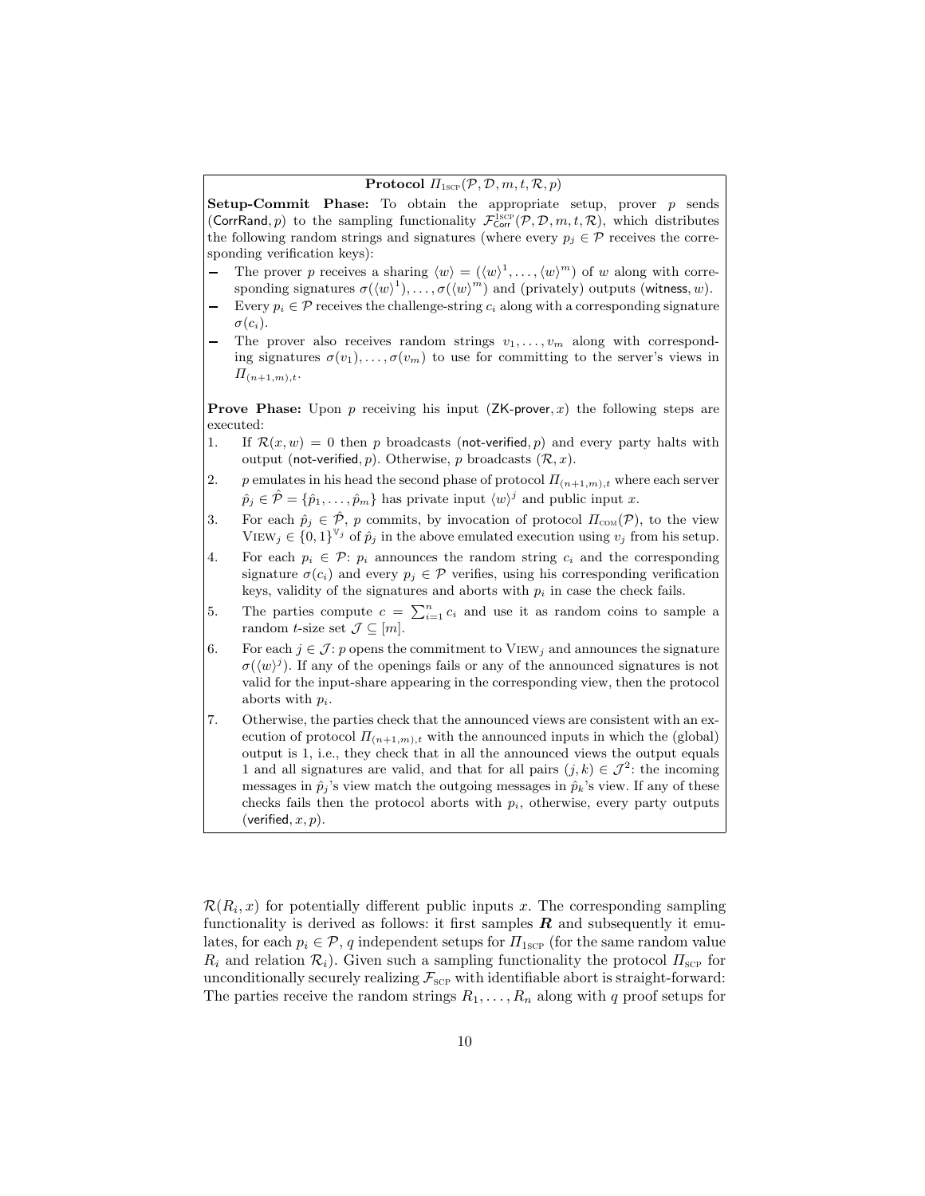**Protocol $\Pi_{\text{1SCP}}(\mathcal{P}, \mathcal{D}, m, t, \mathcal{R}, p)$**

**Setup-Commit Phase:** To obtain the appropriate setup, prover $p$ sends $(\mathsf{CorrRand}, p)$ to the sampling functionality $\mathcal{F}_{\mathsf{Corr}}^{\text{1SCP}}(\mathcal{P}, \mathcal{D}, m, t, \mathcal{R})$, which distributes the following random strings and signatures (where every $p_j \in \mathcal{P}$ receives the corresponding verification keys):

- The prover $p$ receives a sharing $\langle w \rangle = (\langle w \rangle^1, \ldots, \langle w \rangle^m)$ of $w$ along with corresponding signatures $\sigma(\langle w \rangle^1), \ldots, \sigma(\langle w \rangle^m)$ and (privately) outputs $(\mathsf{witness}, w)$.
- Every $p_i \in \mathcal{P}$ receives the challenge-string $c_i$ along with a corresponding signature $\sigma(c_i)$.
- The prover also receives random strings $v_1, \ldots, v_m$ along with corresponding signatures $\sigma(v_1), \ldots, \sigma(v_m)$ to use for committing to the server's views in $\Pi_{(n+1,m),t}$.

**Prove Phase:** Upon $p$ receiving his input $(\mathsf{ZK\text{-}prover}, x)$ the following steps are executed:

1. If $\mathcal{R}(x, w) = 0$ then $p$ broadcasts $(\mathsf{not\text{-}verified}, p)$ and every party halts with output $(\mathsf{not\text{-}verified}, p)$. Otherwise, $p$ broadcasts $(\mathcal{R}, x)$.
2. $p$ emulates in his head the second phase of protocol $\Pi_{(n+1,m),t}$ where each server $\hat{p}_j \in \hat{\mathcal{P}} = \{\hat{p}_1, \ldots, \hat{p}_m\}$ has private input $\langle w \rangle^j$ and public input $x$.
3. For each $\hat{p}_j \in \hat{\mathcal{P}}$, $p$ commits, by invocation of protocol $\Pi_{\text{COM}}(\mathcal{P})$, to the view $\text{VIEW}_j \in \{0,1\}^{\mathbb{V}_j}$ of $\hat{p}_j$ in the above emulated execution using $v_j$ from his setup.
4. For each $p_i \in \mathcal{P}$: $p_i$ announces the random string $c_i$ and the corresponding signature $\sigma(c_i)$ and every $p_j \in \mathcal{P}$ verifies, using his corresponding verification keys, validity of the signatures and aborts with $p_i$ in case the check fails.
5. The parties compute $c = \sum_{i=1}^{n} c_i$ and use it as random coins to sample a random $t$-size set $\mathcal{J} \subseteq [m]$.
6. For each $j \in \mathcal{J}$: $p$ opens the commitment to $\text{VIEW}_j$ and announces the signature $\sigma(\langle w \rangle^j)$. If any of the openings fails or any of the announced signatures is not valid for the input-share appearing in the corresponding view, then the protocol aborts with $p_i$.
7. Otherwise, the parties check that the announced views are consistent with an execution of protocol $\Pi_{(n+1,m),t}$ with the announced inputs in which the (global) output is 1, i.e., they check that in all the announced views the output equals 1 and all signatures are valid, and that for all pairs $(j,k) \in \mathcal{J}^2$: the incoming messages in $\hat{p}_j$'s view match the outgoing messages in $\hat{p}_k$'s view. If any of these checks fails then the protocol aborts with $p_i$, otherwise, every party outputs $(\mathsf{verified}, x, p)$.

$\mathcal{R}(R_i, x)$ for potentially different public inputs $x$. The corresponding sampling functionality is derived as follows: it first samples $\boldsymbol{R}$ and subsequently it emulates, for each $p_i \in \mathcal{P}$, $q$ independent setups for $\Pi_{\text{1SCP}}$ (for the same random value $R_i$ and relation $\mathcal{R}_i$). Given such a sampling functionality the protocol $\Pi_{\text{SCP}}$ for unconditionally securely realizing $\mathcal{F}_{\text{SCP}}$ with identifiable abort is straight-forward: The parties receive the random strings $R_1, \ldots, R_n$ along with $q$ proof setups for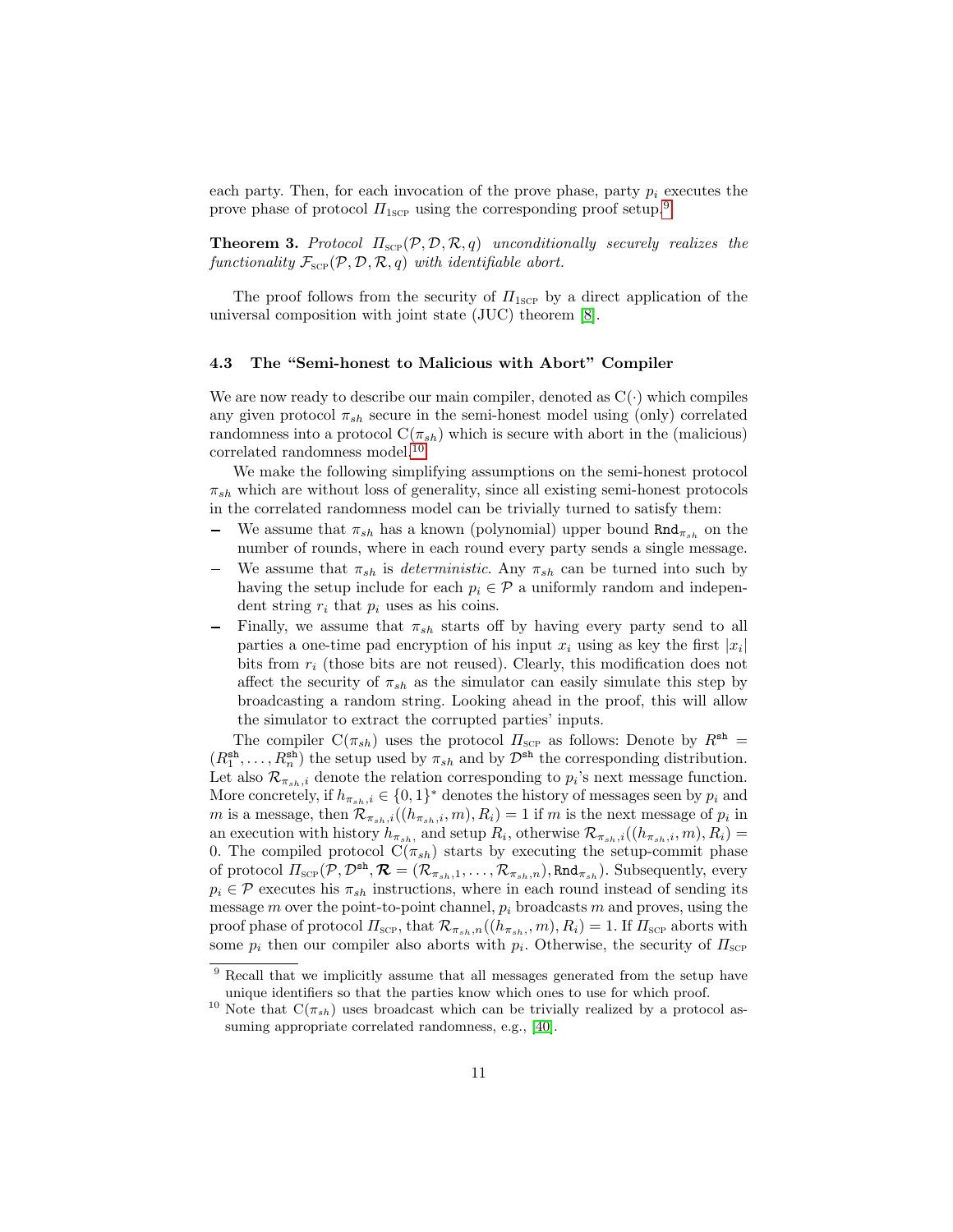each party. Then, for each invocation of the prove phase, party $p_i$ executes the prove phase of protocol $\Pi_{1\text{SCP}}$ using the corresponding proof setup.[9]

**Theorem 3.** *Protocol $\Pi_{\text{SCP}}(\mathcal{P}, \mathcal{D}, \mathcal{R}, q)$ unconditionally securely realizes the functionality $\mathcal{F}_{\text{SCP}}(\mathcal{P}, \mathcal{D}, \mathcal{R}, q)$ with identifiable abort.*

The proof follows from the security of $\Pi_{1\text{SCP}}$ by a direct application of the universal composition with joint state (JUC) theorem [8].

### 4.3 The "Semi-honest to Malicious with Abort" Compiler

We are now ready to describe our main compiler, denoted as $\mathrm{C}(\cdot)$ which compiles any given protocol $\pi_{sh}$ secure in the semi-honest model using (only) correlated randomness into a protocol $\mathrm{C}(\pi_{sh})$ which is secure with abort in the (malicious) correlated randomness model.[10]

We make the following simplifying assumptions on the semi-honest protocol $\pi_{sh}$ which are without loss of generality, since all existing semi-honest protocols in the correlated randomness model can be trivially turned to satisfy them:

- We assume that $\pi_{sh}$ has a known (polynomial) upper bound $\mathtt{Rnd}_{\pi_{sh}}$ on the number of rounds, where in each round every party sends a single message.
- We assume that $\pi_{sh}$ is *deterministic*. Any $\pi_{sh}$ can be turned into such by having the setup include for each $p_i \in \mathcal{P}$ a uniformly random and independent string $r_i$ that $p_i$ uses as his coins.
- Finally, we assume that $\pi_{sh}$ starts off by having every party send to all parties a one-time pad encryption of his input $x_i$ using as key the first $|x_i|$ bits from $r_i$ (those bits are not reused). Clearly, this modification does not affect the security of $\pi_{sh}$ as the simulator can easily simulate this step by broadcasting a random string. Looking ahead in the proof, this will allow the simulator to extract the corrupted parties' inputs.

The compiler $\mathrm{C}(\pi_{sh})$ uses the protocol $\Pi_{\text{SCP}}$ as follows: Denote by $R^{\mathtt{sh}} = (R_1^{\mathtt{sh}}, \ldots, R_n^{\mathtt{sh}})$ the setup used by $\pi_{sh}$ and by $\mathcal{D}^{\mathtt{sh}}$ the corresponding distribution. Let also $\mathcal{R}_{\pi_{sh},i}$ denote the relation corresponding to $p_i$'s next message function. More concretely, if $h_{\pi_{sh},i} \in \{0,1\}^*$ denotes the history of messages seen by $p_i$ and $m$ is a message, then $\mathcal{R}_{\pi_{sh},i}((h_{\pi_{sh},i}, m), R_i) = 1$ if $m$ is the next message of $p_i$ in an execution with history $h_{\pi_{sh},}$ and setup $R_i$, otherwise $\mathcal{R}_{\pi_{sh},i}((h_{\pi_{sh},i}, m), R_i) = 0$. The compiled protocol $\mathrm{C}(\pi_{sh})$ starts by executing the setup-commit phase of protocol $\Pi_{\text{SCP}}(\mathcal{P}, \mathcal{D}^{\mathtt{sh}}, \boldsymbol{\mathcal{R}} = (\mathcal{R}_{\pi_{sh},1}, \ldots, \mathcal{R}_{\pi_{sh},n}), \mathtt{Rnd}_{\pi_{sh}})$. Subsequently, every $p_i \in \mathcal{P}$ executes his $\pi_{sh}$ instructions, where in each round instead of sending its message $m$ over the point-to-point channel, $p_i$ broadcasts $m$ and proves, using the proof phase of protocol $\Pi_{\text{SCP}}$, that $\mathcal{R}_{\pi_{sh},n}((h_{\pi_{sh},}, m), R_i) = 1$. If $\Pi_{\text{SCP}}$ aborts with some $p_i$ then our compiler also aborts with $p_i$. Otherwise, the security of $\Pi_{\text{SCP}}$

[9] Recall that we implicitly assume that all messages generated from the setup have unique identifiers so that the parties know which ones to use for which proof.

[10] Note that $\mathrm{C}(\pi_{sh})$ uses broadcast which can be trivially realized by a protocol assuming appropriate correlated randomness, e.g., [40].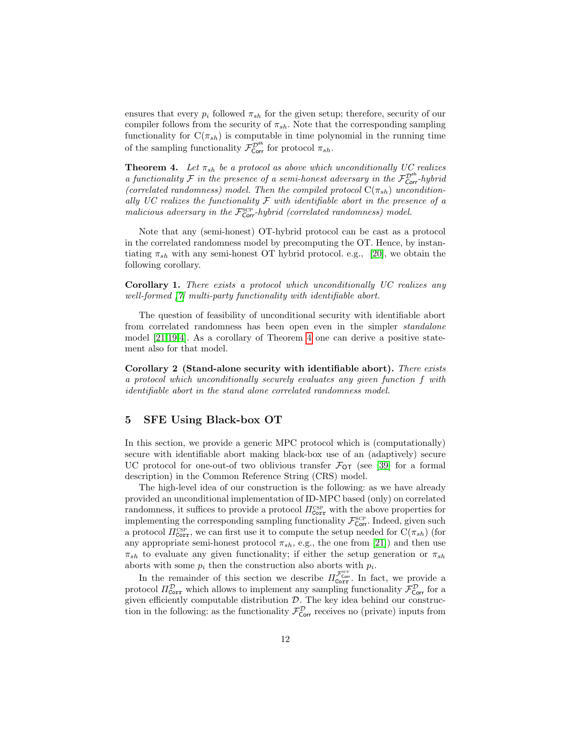ensures that every $p_i$ followed $\pi_{sh}$ for the given setup; therefore, security of our compiler follows from the security of $\pi_{sh}$. Note that the corresponding sampling functionality for $\mathrm{C}(\pi_{sh})$ is computable in time polynomial in the running time of the sampling functionality $\mathcal{F}_{\mathsf{Corr}}^{\mathcal{D}^{\mathrm{sh}}}$ for protocol $\pi_{sh}$.

**Theorem 4.** *Let $\pi_{sh}$ be a protocol as above which unconditionally UC realizes a functionality $\mathcal{F}$ in the presence of a semi-honest adversary in the $\mathcal{F}_{\mathsf{Corr}}^{\mathcal{D}^{\mathrm{sh}}}$-hybrid (correlated randomness) model. Then the compiled protocol $\mathrm{C}(\pi_{sh})$ unconditionally UC realizes the functionality $\mathcal{F}$ with identifiable abort in the presence of a malicious adversary in the $\mathcal{F}_{\mathsf{Corr}}^{\mathrm{SCP}}$-hybrid (correlated randomness) model.*

Note that any (semi-honest) OT-hybrid protocol can be cast as a protocol in the correlated randomness model by precomputing the OT. Hence, by instantiating $\pi_{sh}$ with any semi-honest OT hybrid protocol. e.g., [20], we obtain the following corollary.

**Corollary 1.** *There exists a protocol which unconditionally UC realizes any well-formed [7] multi-party functionality with identifiable abort.*

The question of feasibility of unconditional security with identifiable abort from correlated randomness has been open even in the simpler *standalone* model [21,19,4]. As a corollary of Theorem 4 one can derive a positive statement also for that model.

**Corollary 2 (Stand-alone security with identifiable abort).** *There exists a protocol which unconditionally securely evaluates any given function $f$ with identifiable abort in the stand alone correlated randomness model.*

## 5 SFE Using Black-box OT

In this section, we provide a generic MPC protocol which is (computationally) secure with identifiable abort making black-box use of an (adaptively) secure UC protocol for one-out-of two oblivious transfer $\mathcal{F}_{\mathsf{OT}}$ (see [39] for a formal description) in the Common Reference String (CRS) model.

The high-level idea of our construction is the following: as we have already provided an unconditional implementation of ID-MPC based (only) on correlated randomness, it suffices to provide a protocol $\Pi_{\mathtt{Corr}}^{\mathrm{CSP}}$ with the above properties for implementing the corresponding sampling functionality $\mathcal{F}_{\mathsf{Corr}}^{\mathrm{SCP}}$. Indeed, given such a protocol $\Pi_{\mathtt{Corr}}^{\mathrm{CSP}}$, we can first use it to compute the setup needed for $\mathrm{C}(\pi_{sh})$ (for any appropriate semi-honest protocol $\pi_{sh}$, e.g., the one from [21]) and then use $\pi_{sh}$ to evaluate any given functionality; if either the setup generation or $\pi_{sh}$ aborts with some $p_i$ then the construction also aborts with $p_i$.

In the remainder of this section we describe $\Pi_{\mathtt{Corr}}^{\mathcal{F}_{\mathsf{Corr}}^{\mathrm{SCP}}}$. In fact, we provide a protocol $\Pi_{\mathtt{Corr}}^{\mathcal{D}}$ which allows to implement any sampling functionality $\mathcal{F}_{\mathsf{Corr}}^{\mathcal{D}}$ for a given efficiently computable distribution $\mathcal{D}$. The key idea behind our construction in the following: as the functionality $\mathcal{F}_{\mathsf{Corr}}^{\mathcal{D}}$ receives no (private) inputs from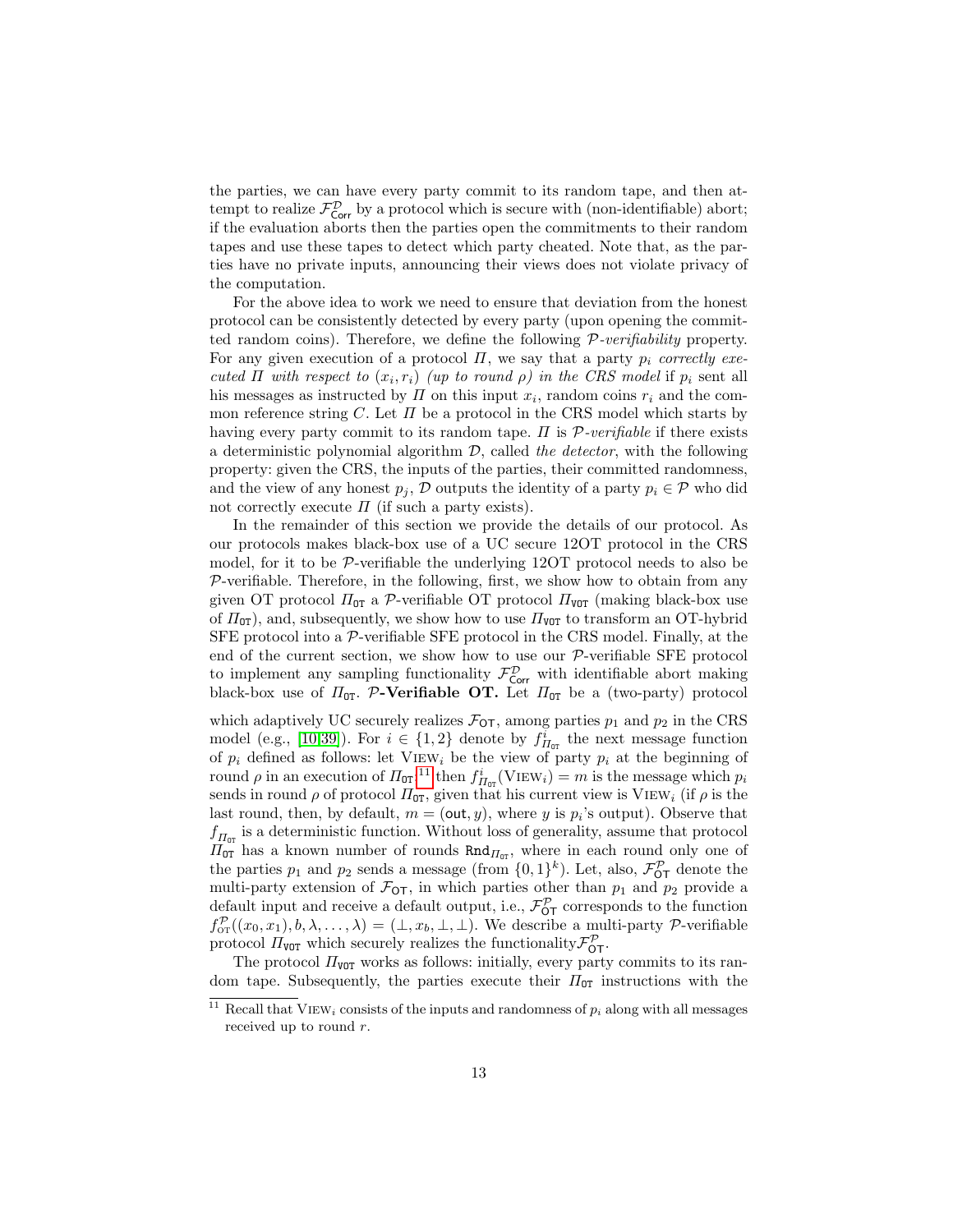the parties, we can have every party commit to its random tape, and then attempt to realize $\mathcal{F}_{\mathsf{Corr}}^{\mathcal{D}}$ by a protocol which is secure with (non-identifiable) abort; if the evaluation aborts then the parties open the commitments to their random tapes and use these tapes to detect which party cheated. Note that, as the parties have no private inputs, announcing their views does not violate privacy of the computation.

For the above idea to work we need to ensure that deviation from the honest protocol can be consistently detected by every party (upon opening the committed random coins). Therefore, we define the following $\mathcal{P}$*-verifiability* property. For any given execution of a protocol $\Pi$, we say that a party $p_i$ *correctly executed* $\Pi$ *with respect to* $(x_i, r_i)$ *(up to round* $\rho$*) in the CRS model* if $p_i$ sent all his messages as instructed by $\Pi$ on this input $x_i$, random coins $r_i$ and the common reference string $C$. Let $\Pi$ be a protocol in the CRS model which starts by having every party commit to its random tape. $\Pi$ is $\mathcal{P}$*-verifiable* if there exists a deterministic polynomial algorithm $\mathcal{D}$, called *the detector*, with the following property: given the CRS, the inputs of the parties, their committed randomness, and the view of any honest $p_j$, $\mathcal{D}$ outputs the identity of a party $p_i \in \mathcal{P}$ who did not correctly execute $\Pi$ (if such a party exists).

In the remainder of this section we provide the details of our protocol. As our protocols makes black-box use of a UC secure 12OT protocol in the CRS model, for it to be $\mathcal{P}$-verifiable the underlying 12OT protocol needs to also be $\mathcal{P}$-verifiable. Therefore, in the following, first, we show how to obtain from any given OT protocol $\Pi_{\mathtt{OT}}$ a $\mathcal{P}$-verifiable OT protocol $\Pi_{\mathtt{VOT}}$ (making black-box use of $\Pi_{\mathtt{OT}}$), and, subsequently, we show how to use $\Pi_{\mathtt{VOT}}$ to transform an OT-hybrid SFE protocol into a $\mathcal{P}$-verifiable SFE protocol in the CRS model. Finally, at the end of the current section, we show how to use our $\mathcal{P}$-verifiable SFE protocol to implement any sampling functionality $\mathcal{F}_{\mathsf{Corr}}^{\mathcal{D}}$ with identifiable abort making black-box use of $\Pi_{\mathtt{OT}}$. **$\mathcal{P}$-Verifiable OT.** Let $\Pi_{\mathtt{OT}}$ be a (two-party) protocol which adaptively UC securely realizes $\mathcal{F}_{\mathsf{OT}}$, among parties $p_1$ and $p_2$ in the CRS model (e.g., [10,39]). For $i \in \{1, 2\}$ denote by $f_{\Pi_{\mathtt{OT}}}^{i}$ the next message function of $p_i$ defined as follows: let $\text{VIEW}_i$ be the view of party $p_i$ at the beginning of round $\rho$ in an execution of $\Pi_{\mathtt{OT}}$,[11] then $f_{\Pi_{\mathtt{OT}}}^{i}(\text{VIEW}_i) = m$ is the message which $p_i$ sends in round $\rho$ of protocol $\Pi_{\mathtt{OT}}$, given that his current view is $\text{VIEW}_i$ (if $\rho$ is the last round, then, by default, $m = (\mathsf{out}, y)$, where $y$ is $p_i$'s output). Observe that $f_{\Pi_{\mathtt{OT}}}$ is a deterministic function. Without loss of generality, assume that protocol $\Pi_{\mathtt{OT}}$ has a known number of rounds $\mathtt{Rnd}_{\Pi_{\mathtt{OT}}}$, where in each round only one of the parties $p_1$ and $p_2$ sends a message (from $\{0,1\}^k$). Let, also, $\mathcal{F}_{\mathsf{OT}}^{\mathcal{P}}$ denote the multi-party extension of $\mathcal{F}_{\mathsf{OT}}$, in which parties other than $p_1$ and $p_2$ provide a default input and receive a default output, i.e., $\mathcal{F}_{\mathsf{OT}}^{\mathcal{P}}$ corresponds to the function $f_{\text{OT}}^{\mathcal{P}}((x_0, x_1), b, \lambda, \ldots, \lambda) = (\bot, x_b, \bot, \bot)$. We describe a multi-party $\mathcal{P}$-verifiable protocol $\Pi_{\mathtt{VOT}}$ which securely realizes the functionality $\mathcal{F}_{\mathsf{OT}}^{\mathcal{P}}$.

The protocol $\Pi_{\mathtt{VOT}}$ works as follows: initially, every party commits to its random tape. Subsequently, the parties execute their $\Pi_{\mathtt{OT}}$ instructions with the

[11] Recall that $\text{VIEW}_i$ consists of the inputs and randomness of $p_i$ along with all messages received up to round $r$.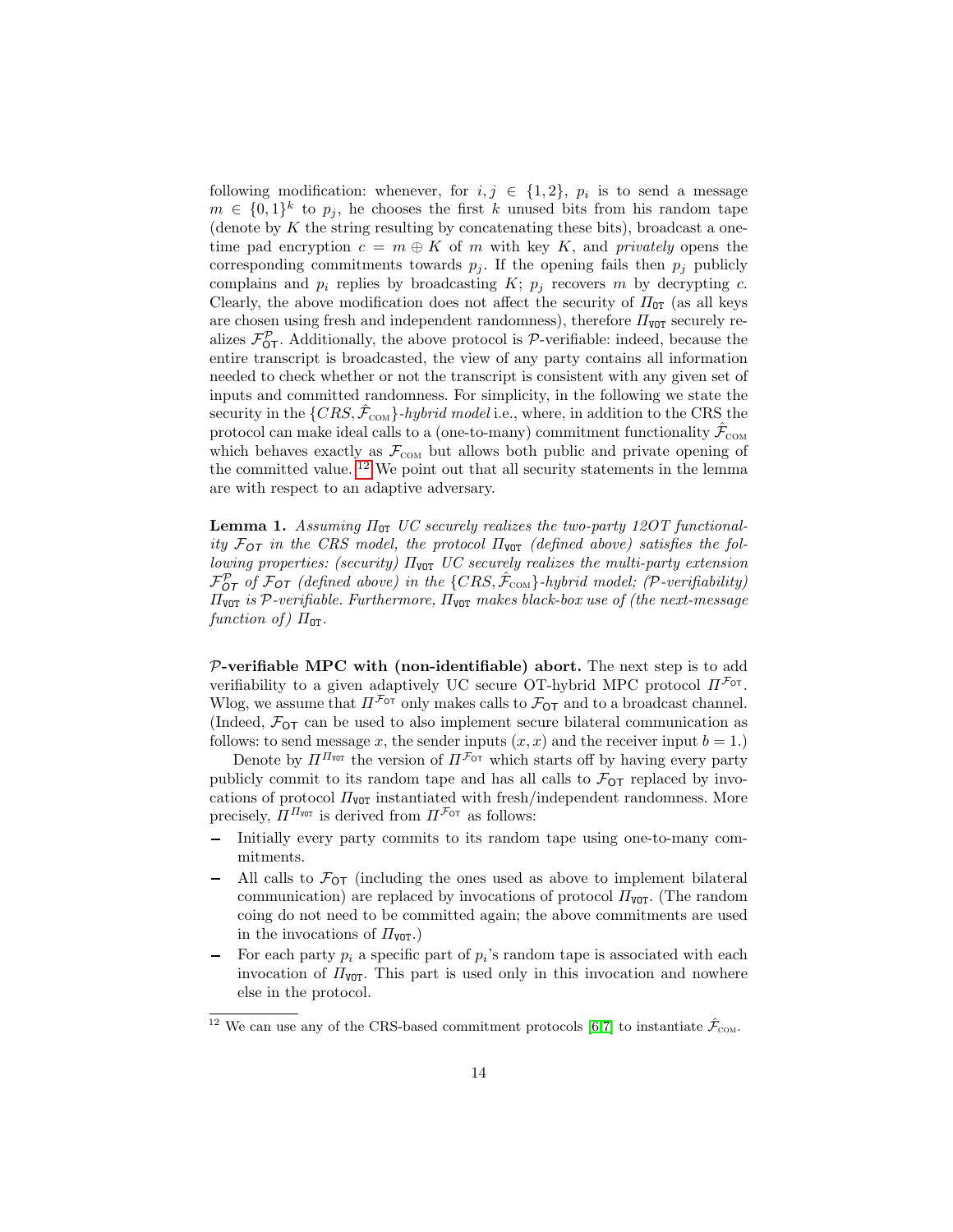following modification: whenever, for $i, j \in \{1, 2\}$, $p_i$ is to send a message $m \in \{0,1\}^k$ to $p_j$, he chooses the first $k$ unused bits from his random tape (denote by $K$ the string resulting by concatenating these bits), broadcast a one-time pad encryption $c = m \oplus K$ of $m$ with key $K$, and *privately* opens the corresponding commitments towards $p_j$. If the opening fails then $p_j$ publicly complains and $p_i$ replies by broadcasting $K$; $p_j$ recovers $m$ by decrypting $c$. Clearly, the above modification does not affect the security of $\Pi_{\mathtt{OT}}$ (as all keys are chosen using fresh and independent randomness), therefore $\Pi_{\mathtt{VOT}}$ securely realizes $\mathcal{F}_{\mathsf{OT}}^{\mathcal{P}}$. Additionally, the above protocol is $\mathcal{P}$-verifiable: indeed, because the entire transcript is broadcasted, the view of any party contains all information needed to check whether or not the transcript is consistent with any given set of inputs and committed randomness. For simplicity, in the following we state the security in the $\{CRS, \hat{\mathcal{F}}_{\text{COM}}\}$-*hybrid model* i.e., where, in addition to the CRS the protocol can make ideal calls to a (one-to-many) commitment functionality $\hat{\mathcal{F}}_{\text{COM}}$ which behaves exactly as $\mathcal{F}_{\text{COM}}$ but allows both public and private opening of the committed value. [12] We point out that all security statements in the lemma are with respect to an adaptive adversary.

**Lemma 1.** *Assuming $\Pi_{\mathtt{OT}}$ UC securely realizes the two-party 12OT functionality $\mathcal{F}_{OT}$ in the CRS model, the protocol $\Pi_{\mathtt{VOT}}$ (defined above) satisfies the following properties: (security) $\Pi_{\mathtt{VOT}}$ UC securely realizes the multi-party extension $\mathcal{F}_{OT}^{\mathcal{P}}$ of $\mathcal{F}_{OT}$ (defined above) in the $\{CRS, \hat{\mathcal{F}}_{\text{COM}}\}$-hybrid model; ($\mathcal{P}$-verifiability) $\Pi_{\mathtt{VOT}}$ is $\mathcal{P}$-verifiable. Furthermore, $\Pi_{\mathtt{VOT}}$ makes black-box use of (the next-message function of) $\Pi_{\mathtt{OT}}$.*

**$\mathcal{P}$-verifiable MPC with (non-identifiable) abort.** The next step is to add verifiability to a given adaptively UC secure OT-hybrid MPC protocol $\Pi^{\mathcal{F}_{\mathsf{OT}}}$. Wlog, we assume that $\Pi^{\mathcal{F}_{\mathsf{OT}}}$ only makes calls to $\mathcal{F}_{\mathsf{OT}}$ and to a broadcast channel. (Indeed, $\mathcal{F}_{\mathsf{OT}}$ can be used to also implement secure bilateral communication as follows: to send message $x$, the sender inputs $(x, x)$ and the receiver input $b = 1$.)

Denote by $\Pi^{\Pi_{\mathtt{VOT}}}$ the version of $\Pi^{\mathcal{F}_{\mathsf{OT}}}$ which starts off by having every party publicly commit to its random tape and has all calls to $\mathcal{F}_{\mathsf{OT}}$ replaced by invocations of protocol $\Pi_{\mathtt{VOT}}$ instantiated with fresh/independent randomness. More precisely, $\Pi^{\Pi_{\mathtt{VOT}}}$ is derived from $\Pi^{\mathcal{F}_{\mathsf{OT}}}$ as follows:

- Initially every party commits to its random tape using one-to-many commitments.
- All calls to $\mathcal{F}_{\mathsf{OT}}$ (including the ones used as above to implement bilateral communication) are replaced by invocations of protocol $\Pi_{\mathtt{VOT}}$. (The random coing do not need to be committed again; the above commitments are used in the invocations of $\Pi_{\mathtt{VOT}}$.)
- For each party $p_i$ a specific part of $p_i$'s random tape is associated with each invocation of $\Pi_{\mathtt{VOT}}$. This part is used only in this invocation and nowhere else in the protocol.

[12] We can use any of the CRS-based commitment protocols [6,7] to instantiate $\hat{\mathcal{F}}_{\text{COM}}$.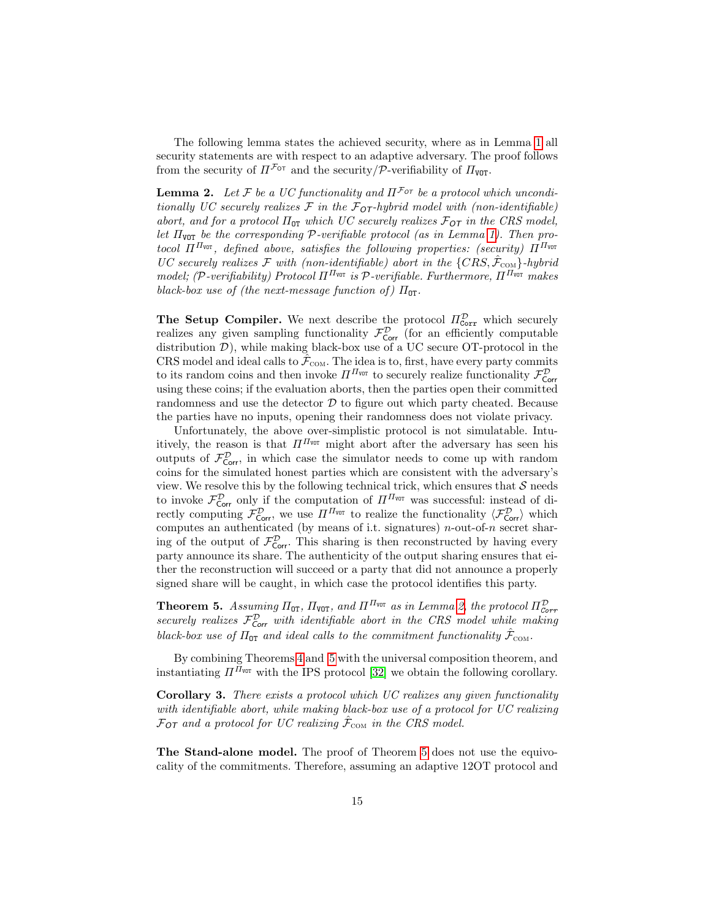The following lemma states the achieved security, where as in Lemma 1 all security statements are with respect to an adaptive adversary. The proof follows from the security of $\Pi^{\mathcal{F}_{\mathsf{OT}}}$ and the security/$\mathcal{P}$-verifiability of $\Pi_{\mathtt{VOT}}$.

**Lemma 2.** *Let $\mathcal{F}$ be a UC functionality and $\Pi^{\mathcal{F}_{OT}}$ be a protocol which unconditionally UC securely realizes $\mathcal{F}$ in the $\mathcal{F}_{OT}$-hybrid model with (non-identifiable) abort, and for a protocol $\Pi_{\mathtt{OT}}$ which UC securely realizes $\mathcal{F}_{OT}$ in the CRS model, let $\Pi_{\mathtt{VOT}}$ be the corresponding $\mathcal{P}$-verifiable protocol (as in Lemma 1). Then protocol $\Pi^{\Pi_{\mathtt{VOT}}}$, defined above, satisfies the following properties: (security) $\Pi^{\Pi_{\mathtt{VOT}}}$ UC securely realizes $\mathcal{F}$ with (non-identifiable) abort in the $\{CRS, \hat{\mathcal{F}}_{\text{COM}}\}$-hybrid model; ($\mathcal{P}$-verifiability) Protocol $\Pi^{\Pi_{\mathtt{VOT}}}$ is $\mathcal{P}$-verifiable. Furthermore, $\Pi^{\Pi_{\mathtt{VOT}}}$ makes black-box use of (the next-message function of) $\Pi_{\mathtt{OT}}$.*

**The Setup Compiler.** We next describe the protocol $\Pi^{\mathcal{D}}_{\mathtt{Corr}}$ which securely realizes any given sampling functionality $\mathcal{F}^{\mathcal{D}}_{\mathsf{Corr}}$ (for an efficiently computable distribution $\mathcal{D}$), while making black-box use of a UC secure OT-protocol in the CRS model and ideal calls to $\hat{\mathcal{F}}_{\text{COM}}$. The idea is to, first, have every party commits to its random coins and then invoke $\Pi^{\Pi_{\mathtt{VOT}}}$ to securely realize functionality $\mathcal{F}^{\mathcal{D}}_{\mathsf{Corr}}$ using these coins; if the evaluation aborts, then the parties open their committed randomness and use the detector $\mathcal{D}$ to figure out which party cheated. Because the parties have no inputs, opening their randomness does not violate privacy.

Unfortunately, the above over-simplistic protocol is not simulatable. Intuitively, the reason is that $\Pi^{\Pi_{\mathtt{VOT}}}$ might abort after the adversary has seen his outputs of $\mathcal{F}^{\mathcal{D}}_{\mathsf{Corr}}$, in which case the simulator needs to come up with random coins for the simulated honest parties which are consistent with the adversary's view. We resolve this by the following technical trick, which ensures that $\mathcal{S}$ needs to invoke $\mathcal{F}^{\mathcal{D}}_{\mathsf{Corr}}$ only if the computation of $\Pi^{\Pi_{\mathtt{VOT}}}$ was successful: instead of directly computing $\mathcal{F}^{\mathcal{D}}_{\mathsf{Corr}}$, we use $\Pi^{\Pi_{\mathtt{VOT}}}$ to realize the functionality $\langle \mathcal{F}^{\mathcal{D}}_{\mathsf{Corr}} \rangle$ which computes an authenticated (by means of i.t. signatures) $n$-out-of-$n$ secret sharing of the output of $\mathcal{F}^{\mathcal{D}}_{\mathsf{Corr}}$. This sharing is then reconstructed by having every party announce its share. The authenticity of the output sharing ensures that either the reconstruction will succeed or a party that did not announce a properly signed share will be caught, in which case the protocol identifies this party.

**Theorem 5.** *Assuming $\Pi_{\mathtt{OT}}$, $\Pi_{\mathtt{VOT}}$, and $\Pi^{\Pi_{\mathtt{VOT}}}$ as in Lemma 2, the protocol $\Pi^{\mathcal{D}}_{Corr}$ securely realizes $\mathcal{F}^{\mathcal{D}}_{Corr}$ with identifiable abort in the CRS model while making black-box use of $\Pi_{\mathtt{OT}}$ and ideal calls to the commitment functionality $\hat{\mathcal{F}}_{\text{COM}}$.*

By combining Theorems 4 and 5 with the universal composition theorem, and instantiating $\Pi^{\Pi_{\mathtt{VOT}}}$ with the IPS protocol [32] we obtain the following corollary.

**Corollary 3.** *There exists a protocol which UC realizes any given functionality with identifiable abort, while making black-box use of a protocol for UC realizing $\mathcal{F}_{OT}$ and a protocol for UC realizing $\hat{\mathcal{F}}_{\text{COM}}$ in the CRS model.*

**The Stand-alone model.** The proof of Theorem 5 does not use the equivocality of the commitments. Therefore, assuming an adaptive 12OT protocol and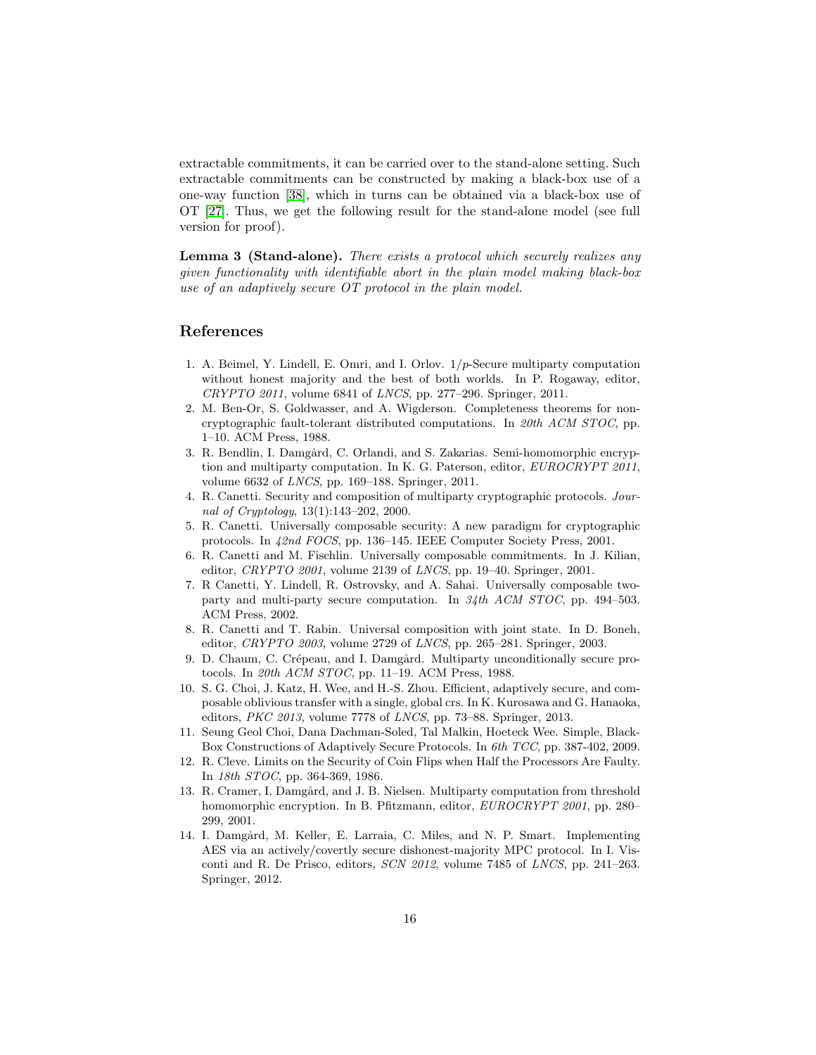extractable commitments, it can be carried over to the stand-alone setting. Such extractable commitments can be constructed by making a black-box use of a one-way function [38], which in turns can be obtained via a black-box use of OT [27]. Thus, we get the following result for the stand-alone model (see full version for proof).

**Lemma 3 (Stand-alone).** *There exists a protocol which securely realizes any given functionality with identifiable abort in the plain model making black-box use of an adaptively secure OT protocol in the plain model.*

## References

1. A. Beimel, Y. Lindell, E. Omri, and I. Orlov. $1/p$-Secure multiparty computation without honest majority and the best of both worlds. In P. Rogaway, editor, *CRYPTO 2011*, volume 6841 of *LNCS*, pp. 277–296. Springer, 2011.
2. M. Ben-Or, S. Goldwasser, and A. Wigderson. Completeness theorems for non-cryptographic fault-tolerant distributed computations. In *20th ACM STOC*, pp. 1–10. ACM Press, 1988.
3. R. Bendlin, I. Damgård, C. Orlandi, and S. Zakarias. Semi-homomorphic encryption and multiparty computation. In K. G. Paterson, editor, *EUROCRYPT 2011*, volume 6632 of *LNCS*, pp. 169–188. Springer, 2011.
4. R. Canetti. Security and composition of multiparty cryptographic protocols. *Journal of Cryptology*, 13(1):143–202, 2000.
5. R. Canetti. Universally composable security: A new paradigm for cryptographic protocols. In *42nd FOCS*, pp. 136–145. IEEE Computer Society Press, 2001.
6. R. Canetti and M. Fischlin. Universally composable commitments. In J. Kilian, editor, *CRYPTO 2001*, volume 2139 of *LNCS*, pp. 19–40. Springer, 2001.
7. R Canetti, Y. Lindell, R. Ostrovsky, and A. Sahai. Universally composable two-party and multi-party secure computation. In *34th ACM STOC*, pp. 494–503. ACM Press, 2002.
8. R. Canetti and T. Rabin. Universal composition with joint state. In D. Boneh, editor, *CRYPTO 2003*, volume 2729 of *LNCS*, pp. 265–281. Springer, 2003.
9. D. Chaum, C. Crépeau, and I. Damgård. Multiparty unconditionally secure protocols. In *20th ACM STOC*, pp. 11–19. ACM Press, 1988.
10. S. G. Choi, J. Katz, H. Wee, and H.-S. Zhou. Efficient, adaptively secure, and composable oblivious transfer with a single, global crs. In K. Kurosawa and G. Hanaoka, editors, *PKC 2013*, volume 7778 of *LNCS*, pp. 73–88. Springer, 2013.
11. Seung Geol Choi, Dana Dachman-Soled, Tal Malkin, Hoeteck Wee. Simple, Black-Box Constructions of Adaptively Secure Protocols. In *6th TCC*, pp. 387-402, 2009.
12. R. Cleve. Limits on the Security of Coin Flips when Half the Processors Are Faulty. In *18th STOC*, pp. 364-369, 1986.
13. R. Cramer, I. Damgård, and J. B. Nielsen. Multiparty computation from threshold homomorphic encryption. In B. Pfitzmann, editor, *EUROCRYPT 2001*, pp. 280–299, 2001.
14. I. Damgård, M. Keller, E. Larraia, C. Miles, and N. P. Smart. Implementing AES via an actively/covertly secure dishonest-majority MPC protocol. In I. Visconti and R. De Prisco, editors, *SCN 2012*, volume 7485 of *LNCS*, pp. 241–263. Springer, 2012.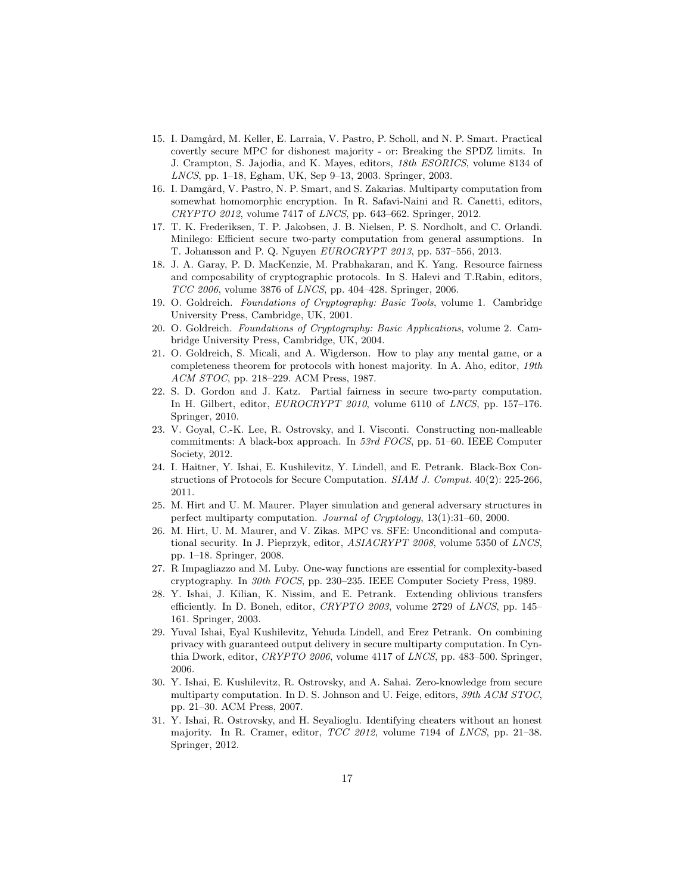15. I. Damgård, M. Keller, E. Larraia, V. Pastro, P. Scholl, and N. P. Smart. Practical covertly secure MPC for dishonest majority - or: Breaking the SPDZ limits. In J. Crampton, S. Jajodia, and K. Mayes, editors, *18th ESORICS*, volume 8134 of *LNCS*, pp. 1–18, Egham, UK, Sep 9–13, 2003. Springer, 2003.
16. I. Damgård, V. Pastro, N. P. Smart, and S. Zakarias. Multiparty computation from somewhat homomorphic encryption. In R. Safavi-Naini and R. Canetti, editors, *CRYPTO 2012*, volume 7417 of *LNCS*, pp. 643–662. Springer, 2012.
17. T. K. Frederiksen, T. P. Jakobsen, J. B. Nielsen, P. S. Nordholt, and C. Orlandi. Minilego: Efficient secure two-party computation from general assumptions. In T. Johansson and P. Q. Nguyen *EUROCRYPT 2013*, pp. 537–556, 2013.
18. J. A. Garay, P. D. MacKenzie, M. Prabhakaran, and K. Yang. Resource fairness and composability of cryptographic protocols. In S. Halevi and T.Rabin, editors, *TCC 2006*, volume 3876 of *LNCS*, pp. 404–428. Springer, 2006.
19. O. Goldreich. *Foundations of Cryptography: Basic Tools*, volume 1. Cambridge University Press, Cambridge, UK, 2001.
20. O. Goldreich. *Foundations of Cryptography: Basic Applications*, volume 2. Cambridge University Press, Cambridge, UK, 2004.
21. O. Goldreich, S. Micali, and A. Wigderson. How to play any mental game, or a completeness theorem for protocols with honest majority. In A. Aho, editor, *19th ACM STOC*, pp. 218–229. ACM Press, 1987.
22. S. D. Gordon and J. Katz. Partial fairness in secure two-party computation. In H. Gilbert, editor, *EUROCRYPT 2010*, volume 6110 of *LNCS*, pp. 157–176. Springer, 2010.
23. V. Goyal, C.-K. Lee, R. Ostrovsky, and I. Visconti. Constructing non-malleable commitments: A black-box approach. In *53rd FOCS*, pp. 51–60. IEEE Computer Society, 2012.
24. I. Haitner, Y. Ishai, E. Kushilevitz, Y. Lindell, and E. Petrank. Black-Box Constructions of Protocols for Secure Computation. *SIAM J. Comput.* 40(2): 225-266, 2011.
25. M. Hirt and U. M. Maurer. Player simulation and general adversary structures in perfect multiparty computation. *Journal of Cryptology*, 13(1):31–60, 2000.
26. M. Hirt, U. M. Maurer, and V. Zikas. MPC vs. SFE: Unconditional and computational security. In J. Pieprzyk, editor, *ASIACRYPT 2008*, volume 5350 of *LNCS*, pp. 1–18. Springer, 2008.
27. R Impagliazzo and M. Luby. One-way functions are essential for complexity-based cryptography. In *30th FOCS*, pp. 230–235. IEEE Computer Society Press, 1989.
28. Y. Ishai, J. Kilian, K. Nissim, and E. Petrank. Extending oblivious transfers efficiently. In D. Boneh, editor, *CRYPTO 2003*, volume 2729 of *LNCS*, pp. 145–161. Springer, 2003.
29. Yuval Ishai, Eyal Kushilevitz, Yehuda Lindell, and Erez Petrank. On combining privacy with guaranteed output delivery in secure multiparty computation. In Cynthia Dwork, editor, *CRYPTO 2006*, volume 4117 of *LNCS*, pp. 483–500. Springer, 2006.
30. Y. Ishai, E. Kushilevitz, R. Ostrovsky, and A. Sahai. Zero-knowledge from secure multiparty computation. In D. S. Johnson and U. Feige, editors, *39th ACM STOC*, pp. 21–30. ACM Press, 2007.
31. Y. Ishai, R. Ostrovsky, and H. Seyalioglu. Identifying cheaters without an honest majority. In R. Cramer, editor, *TCC 2012*, volume 7194 of *LNCS*, pp. 21–38. Springer, 2012.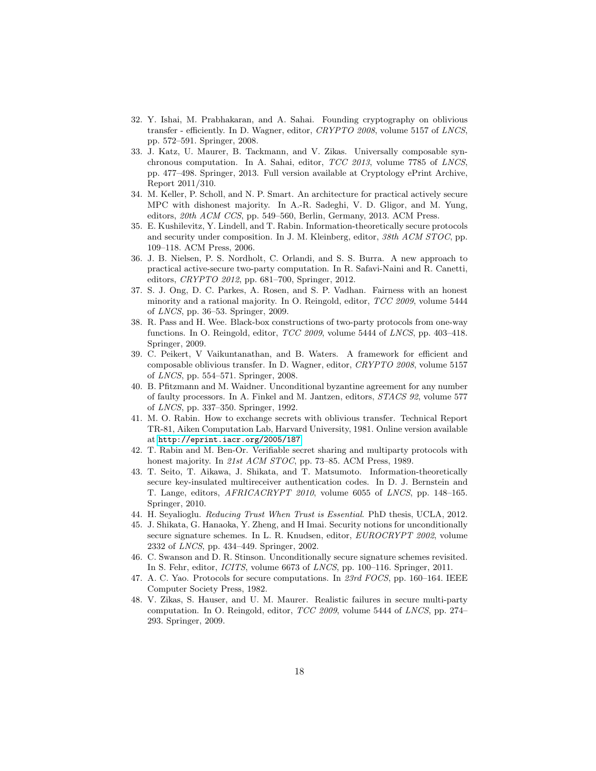32. Y. Ishai, M. Prabhakaran, and A. Sahai. Founding cryptography on oblivious transfer - efficiently. In D. Wagner, editor, *CRYPTO 2008*, volume 5157 of *LNCS*, pp. 572–591. Springer, 2008.
33. J. Katz, U. Maurer, B. Tackmann, and V. Zikas. Universally composable synchronous computation. In A. Sahai, editor, *TCC 2013*, volume 7785 of *LNCS*, pp. 477–498. Springer, 2013. Full version available at Cryptology ePrint Archive, Report 2011/310.
34. M. Keller, P. Scholl, and N. P. Smart. An architecture for practical actively secure MPC with dishonest majority. In A.-R. Sadeghi, V. D. Gligor, and M. Yung, editors, *20th ACM CCS*, pp. 549–560, Berlin, Germany, 2013. ACM Press.
35. E. Kushilevitz, Y. Lindell, and T. Rabin. Information-theoretically secure protocols and security under composition. In J. M. Kleinberg, editor, *38th ACM STOC*, pp. 109–118. ACM Press, 2006.
36. J. B. Nielsen, P. S. Nordholt, C. Orlandi, and S. S. Burra. A new approach to practical active-secure two-party computation. In R. Safavi-Naini and R. Canetti, editors, *CRYPTO 2012*, pp. 681–700, Springer, 2012.
37. S. J. Ong, D. C. Parkes, A. Rosen, and S. P. Vadhan. Fairness with an honest minority and a rational majority. In O. Reingold, editor, *TCC 2009*, volume 5444 of *LNCS*, pp. 36–53. Springer, 2009.
38. R. Pass and H. Wee. Black-box constructions of two-party protocols from one-way functions. In O. Reingold, editor, *TCC 2009*, volume 5444 of *LNCS*, pp. 403–418. Springer, 2009.
39. C. Peikert, V Vaikuntanathan, and B. Waters. A framework for efficient and composable oblivious transfer. In D. Wagner, editor, *CRYPTO 2008*, volume 5157 of *LNCS*, pp. 554–571. Springer, 2008.
40. B. Pfitzmann and M. Waidner. Unconditional byzantine agreement for any number of faulty processors. In A. Finkel and M. Jantzen, editors, *STACS 92*, volume 577 of *LNCS*, pp. 337–350. Springer, 1992.
41. M. O. Rabin. How to exchange secrets with oblivious transfer. Technical Report TR-81, Aiken Computation Lab, Harvard University, 1981. Online version available at http://eprint.iacr.org/2005/187.
42. T. Rabin and M. Ben-Or. Verifiable secret sharing and multiparty protocols with honest majority. In *21st ACM STOC*, pp. 73–85. ACM Press, 1989.
43. T. Seito, T. Aikawa, J. Shikata, and T. Matsumoto. Information-theoretically secure key-insulated multireceiver authentication codes. In D. J. Bernstein and T. Lange, editors, *AFRICACRYPT 2010*, volume 6055 of *LNCS*, pp. 148–165. Springer, 2010.
44. H. Seyalioglu. *Reducing Trust When Trust is Essential*. PhD thesis, UCLA, 2012.
45. J. Shikata, G. Hanaoka, Y. Zheng, and H Imai. Security notions for unconditionally secure signature schemes. In L. R. Knudsen, editor, *EUROCRYPT 2002*, volume 2332 of *LNCS*, pp. 434–449. Springer, 2002.
46. C. Swanson and D. R. Stinson. Unconditionally secure signature schemes revisited. In S. Fehr, editor, *ICITS*, volume 6673 of *LNCS*, pp. 100–116. Springer, 2011.
47. A. C. Yao. Protocols for secure computations. In *23rd FOCS*, pp. 160–164. IEEE Computer Society Press, 1982.
48. V. Zikas, S. Hauser, and U. M. Maurer. Realistic failures in secure multi-party computation. In O. Reingold, editor, *TCC 2009*, volume 5444 of *LNCS*, pp. 274–293. Springer, 2009.